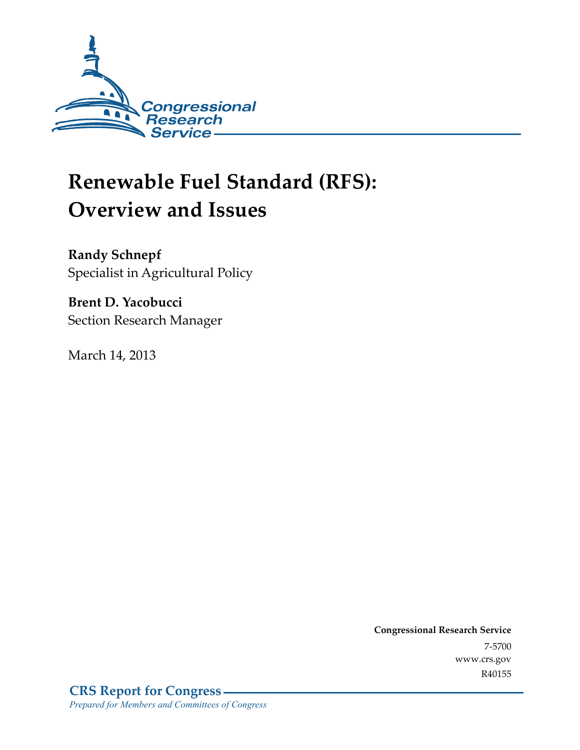Congressional Research Service

# Renewable Fuel Standard (RFS): Overview and Issues

**Randy Schnepf**
Specialist in Agricultural Policy

**Brent D. Yacobucci**
Section Research Manager

March 14, 2013

**Congressional Research Service**
7-5700
www.crs.gov
R40155

**CRS Report for Congress**
*Prepared for Members and Committees of Congress*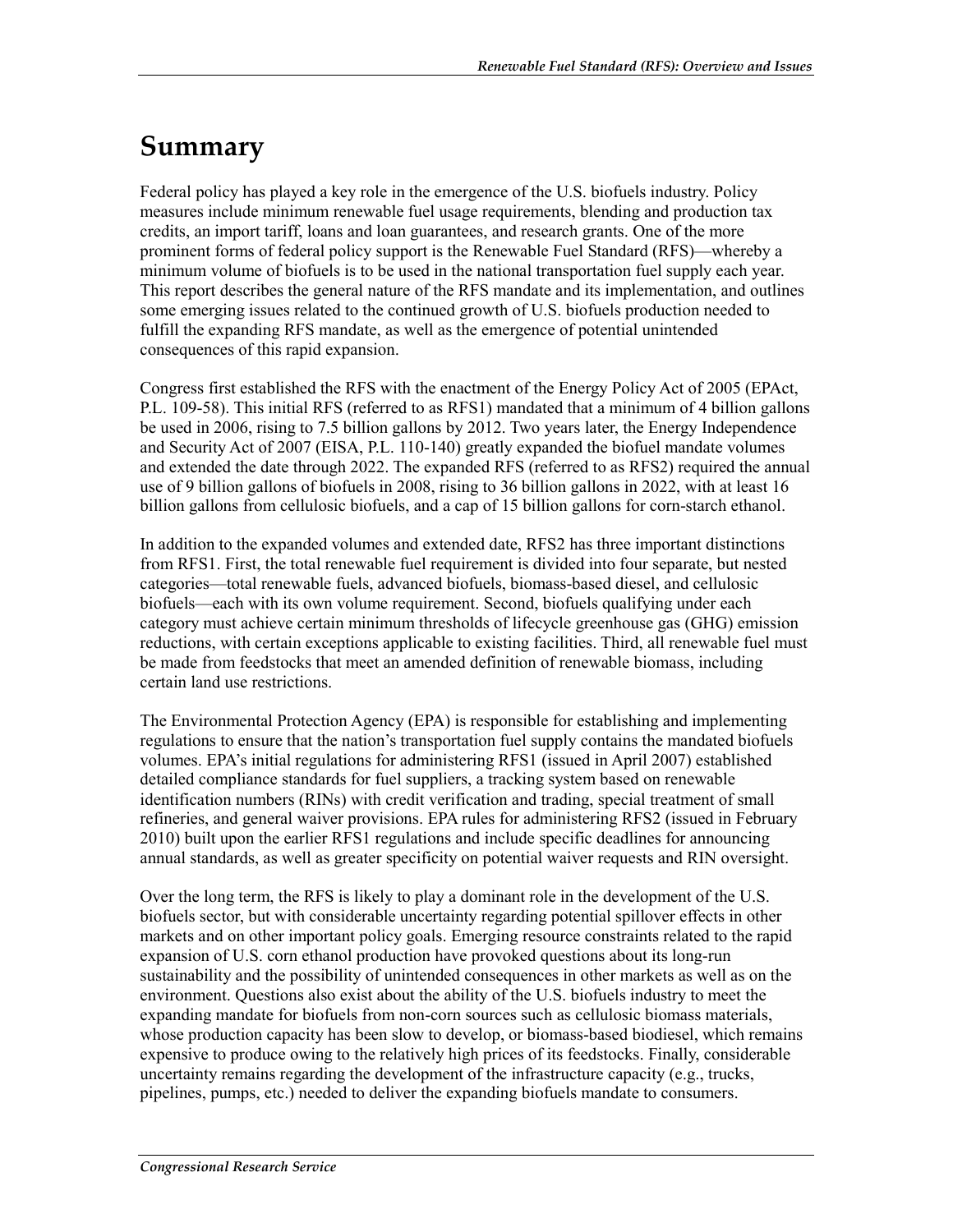# Summary

Federal policy has played a key role in the emergence of the U.S. biofuels industry. Policy measures include minimum renewable fuel usage requirements, blending and production tax credits, an import tariff, loans and loan guarantees, and research grants. One of the more prominent forms of federal policy support is the Renewable Fuel Standard (RFS)—whereby a minimum volume of biofuels is to be used in the national transportation fuel supply each year. This report describes the general nature of the RFS mandate and its implementation, and outlines some emerging issues related to the continued growth of U.S. biofuels production needed to fulfill the expanding RFS mandate, as well as the emergence of potential unintended consequences of this rapid expansion.

Congress first established the RFS with the enactment of the Energy Policy Act of 2005 (EPAct, P.L. 109-58). This initial RFS (referred to as RFS1) mandated that a minimum of 4 billion gallons be used in 2006, rising to 7.5 billion gallons by 2012. Two years later, the Energy Independence and Security Act of 2007 (EISA, P.L. 110-140) greatly expanded the biofuel mandate volumes and extended the date through 2022. The expanded RFS (referred to as RFS2) required the annual use of 9 billion gallons of biofuels in 2008, rising to 36 billion gallons in 2022, with at least 16 billion gallons from cellulosic biofuels, and a cap of 15 billion gallons for corn-starch ethanol.

In addition to the expanded volumes and extended date, RFS2 has three important distinctions from RFS1. First, the total renewable fuel requirement is divided into four separate, but nested categories—total renewable fuels, advanced biofuels, biomass-based diesel, and cellulosic biofuels—each with its own volume requirement. Second, biofuels qualifying under each category must achieve certain minimum thresholds of lifecycle greenhouse gas (GHG) emission reductions, with certain exceptions applicable to existing facilities. Third, all renewable fuel must be made from feedstocks that meet an amended definition of renewable biomass, including certain land use restrictions.

The Environmental Protection Agency (EPA) is responsible for establishing and implementing regulations to ensure that the nation's transportation fuel supply contains the mandated biofuels volumes. EPA's initial regulations for administering RFS1 (issued in April 2007) established detailed compliance standards for fuel suppliers, a tracking system based on renewable identification numbers (RINs) with credit verification and trading, special treatment of small refineries, and general waiver provisions. EPA rules for administering RFS2 (issued in February 2010) built upon the earlier RFS1 regulations and include specific deadlines for announcing annual standards, as well as greater specificity on potential waiver requests and RIN oversight.

Over the long term, the RFS is likely to play a dominant role in the development of the U.S. biofuels sector, but with considerable uncertainty regarding potential spillover effects in other markets and on other important policy goals. Emerging resource constraints related to the rapid expansion of U.S. corn ethanol production have provoked questions about its long-run sustainability and the possibility of unintended consequences in other markets as well as on the environment. Questions also exist about the ability of the U.S. biofuels industry to meet the expanding mandate for biofuels from non-corn sources such as cellulosic biomass materials, whose production capacity has been slow to develop, or biomass-based biodiesel, which remains expensive to produce owing to the relatively high prices of its feedstocks. Finally, considerable uncertainty remains regarding the development of the infrastructure capacity (e.g., trucks, pipelines, pumps, etc.) needed to deliver the expanding biofuels mandate to consumers.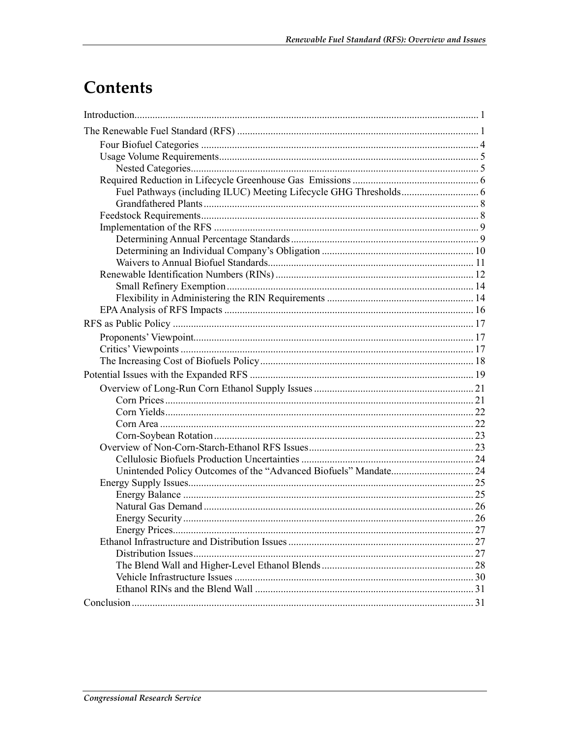# Contents

Introduction ..................................................................................................................................... 1

The Renewable Fuel Standard (RFS) ............................................................................................. 1

- Four Biofuel Categories ........................................................................................................... 4
- Usage Volume Requirements.................................................................................................... 5
  - Nested Categories................................................................................................................ 5
- Required Reduction in Lifecycle Greenhouse Gas Emissions ................................................. 6
  - Fuel Pathways (including ILUC) Meeting Lifecycle GHG Thresholds.............................. 6
  - Grandfathered Plants ........................................................................................................... 8
- Feedstock Requirements ........................................................................................................... 8
- Implementation of the RFS ...................................................................................................... 9
  - Determining Annual Percentage Standards ......................................................................... 9
  - Determining an Individual Company's Obligation ........................................................... 10
  - Waivers to Annual Biofuel Standards................................................................................ 11
- Renewable Identification Numbers (RINs) ............................................................................ 12
  - Small Refinery Exemption ................................................................................................ 14
  - Flexibility in Administering the RIN Requirements ......................................................... 14
- EPA Analysis of RFS Impacts ................................................................................................ 16

RFS as Public Policy .................................................................................................................... 17

- Proponents' Viewpoint............................................................................................................ 17
- Critics' Viewpoints ................................................................................................................. 17
- The Increasing Cost of Biofuels Policy .................................................................................. 18

Potential Issues with the Expanded RFS ...................................................................................... 19

- Overview of Long-Run Corn Ethanol Supply Issues ............................................................. 21
  - Corn Prices ....................................................................................................................... 21
  - Corn Yields....................................................................................................................... 22
  - Corn Area ......................................................................................................................... 22
  - Corn-Soybean Rotation .................................................................................................... 23
- Overview of Non-Corn-Starch-Ethanol RFS Issues ............................................................... 23
  - Cellulosic Biofuels Production Uncertainties .................................................................. 24
  - Unintended Policy Outcomes of the "Advanced Biofuels" Mandate................................ 24
- Energy Supply Issues.............................................................................................................. 25
  - Energy Balance ................................................................................................................ 25
  - Natural Gas Demand ........................................................................................................ 26
  - Energy Security ................................................................................................................ 26
  - Energy Prices.................................................................................................................... 27
- Ethanol Infrastructure and Distribution Issues ....................................................................... 27
  - Distribution Issues............................................................................................................ 27
  - The Blend Wall and Higher-Level Ethanol Blends .......................................................... 28
  - Vehicle Infrastructure Issues ............................................................................................ 30
  - Ethanol RINs and the Blend Wall .................................................................................... 31

Conclusion .................................................................................................................................... 31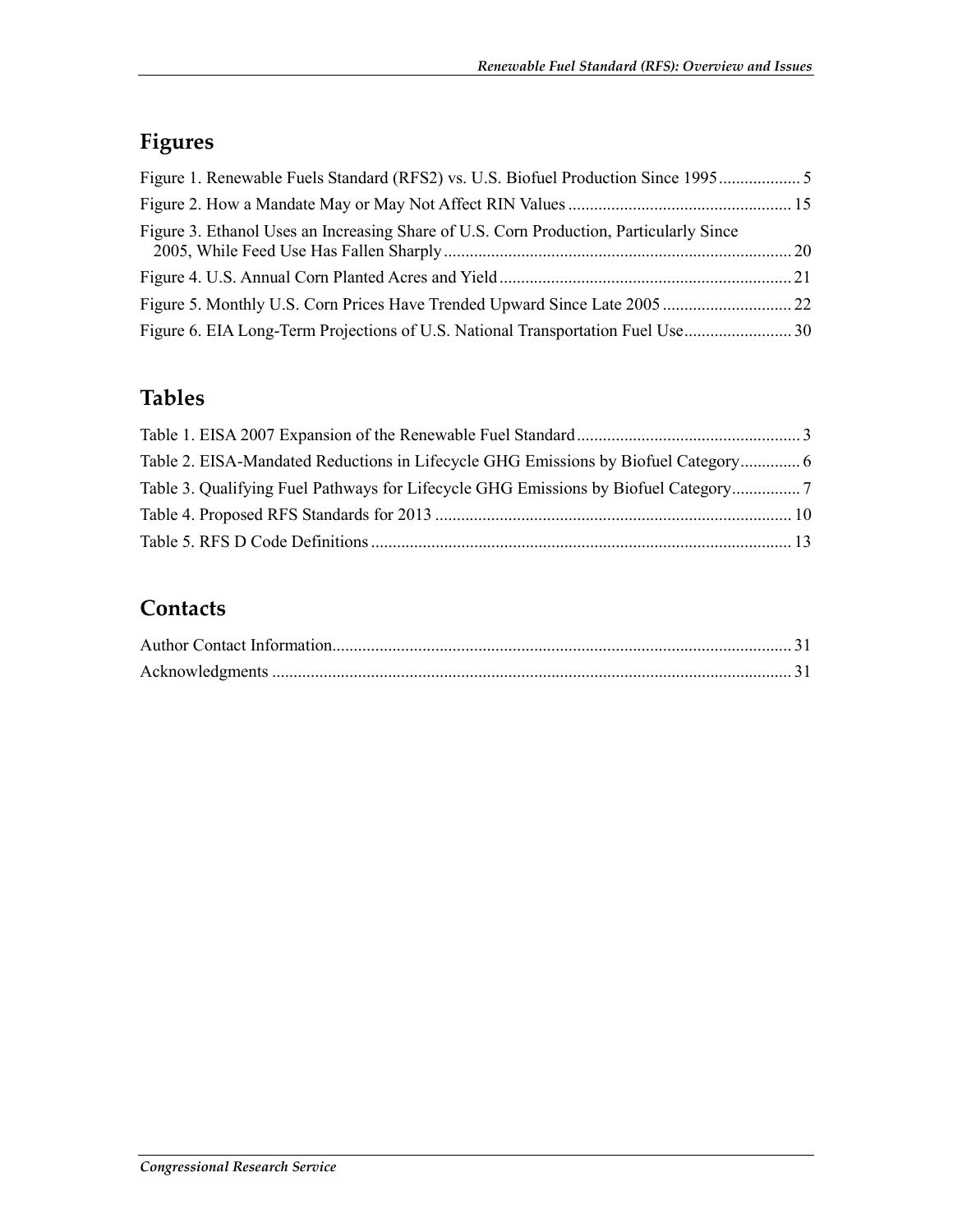## Figures

Figure 1. Renewable Fuels Standard (RFS2) vs. U.S. Biofuel Production Since 1995 .................. 5

Figure 2. How a Mandate May or May Not Affect RIN Values .................................................. 15

Figure 3. Ethanol Uses an Increasing Share of U.S. Corn Production, Particularly Since 2005, While Feed Use Has Fallen Sharply ............................................................................... 20

Figure 4. U.S. Annual Corn Planted Acres and Yield .................................................................. 21

Figure 5. Monthly U.S. Corn Prices Have Trended Upward Since Late 2005 ............................. 22

Figure 6. EIA Long-Term Projections of U.S. National Transportation Fuel Use ........................ 30

## Tables

Table 1. EISA 2007 Expansion of the Renewable Fuel Standard .................................................. 3

Table 2. EISA-Mandated Reductions in Lifecycle GHG Emissions by Biofuel Category ............. 6

Table 3. Qualifying Fuel Pathways for Lifecycle GHG Emissions by Biofuel Category ............... 7

Table 4. Proposed RFS Standards for 2013 ................................................................................. 10

Table 5. RFS D Code Definitions ................................................................................................ 13

## Contacts

Author Contact Information ......................................................................................................... 31

Acknowledgments ....................................................................................................................... 31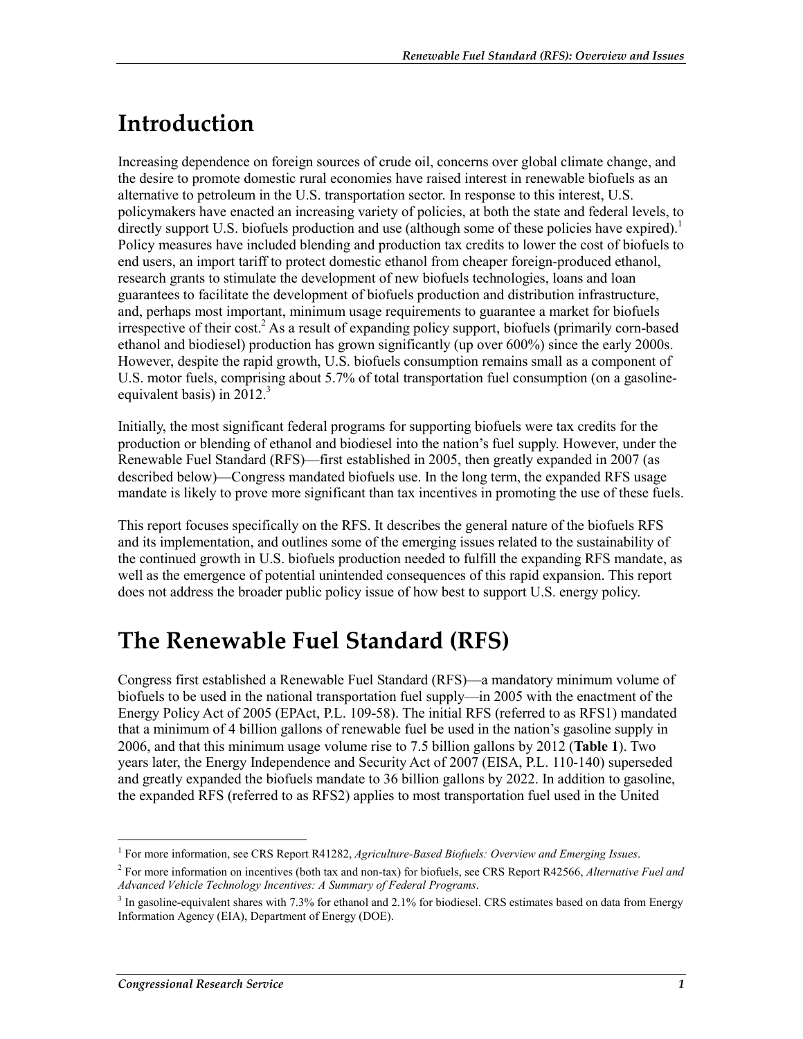# Introduction

Increasing dependence on foreign sources of crude oil, concerns over global climate change, and the desire to promote domestic rural economies have raised interest in renewable biofuels as an alternative to petroleum in the U.S. transportation sector. In response to this interest, U.S. policymakers have enacted an increasing variety of policies, at both the state and federal levels, to directly support U.S. biofuels production and use (although some of these policies have expired).[1] Policy measures have included blending and production tax credits to lower the cost of biofuels to end users, an import tariff to protect domestic ethanol from cheaper foreign-produced ethanol, research grants to stimulate the development of new biofuels technologies, loans and loan guarantees to facilitate the development of biofuels production and distribution infrastructure, and, perhaps most important, minimum usage requirements to guarantee a market for biofuels irrespective of their cost.[2] As a result of expanding policy support, biofuels (primarily corn-based ethanol and biodiesel) production has grown significantly (up over 600%) since the early 2000s. However, despite the rapid growth, U.S. biofuels consumption remains small as a component of U.S. motor fuels, comprising about 5.7% of total transportation fuel consumption (on a gasoline-equivalent basis) in 2012.[3]

Initially, the most significant federal programs for supporting biofuels were tax credits for the production or blending of ethanol and biodiesel into the nation's fuel supply. However, under the Renewable Fuel Standard (RFS)—first established in 2005, then greatly expanded in 2007 (as described below)—Congress mandated biofuels use. In the long term, the expanded RFS usage mandate is likely to prove more significant than tax incentives in promoting the use of these fuels.

This report focuses specifically on the RFS. It describes the general nature of the biofuels RFS and its implementation, and outlines some of the emerging issues related to the sustainability of the continued growth in U.S. biofuels production needed to fulfill the expanding RFS mandate, as well as the emergence of potential unintended consequences of this rapid expansion. This report does not address the broader public policy issue of how best to support U.S. energy policy.

# The Renewable Fuel Standard (RFS)

Congress first established a Renewable Fuel Standard (RFS)—a mandatory minimum volume of biofuels to be used in the national transportation fuel supply—in 2005 with the enactment of the Energy Policy Act of 2005 (EPAct, P.L. 109-58). The initial RFS (referred to as RFS1) mandated that a minimum of 4 billion gallons of renewable fuel be used in the nation's gasoline supply in 2006, and that this minimum usage volume rise to 7.5 billion gallons by 2012 (**Table 1**). Two years later, the Energy Independence and Security Act of 2007 (EISA, P.L. 110-140) superseded and greatly expanded the biofuels mandate to 36 billion gallons by 2022. In addition to gasoline, the expanded RFS (referred to as RFS2) applies to most transportation fuel used in the United

---

[1] For more information, see CRS Report R41282, *Agriculture-Based Biofuels: Overview and Emerging Issues*.

[2] For more information on incentives (both tax and non-tax) for biofuels, see CRS Report R42566, *Alternative Fuel and Advanced Vehicle Technology Incentives: A Summary of Federal Programs*.

[3] In gasoline-equivalent shares with 7.3% for ethanol and 2.1% for biodiesel. CRS estimates based on data from Energy Information Agency (EIA), Department of Energy (DOE).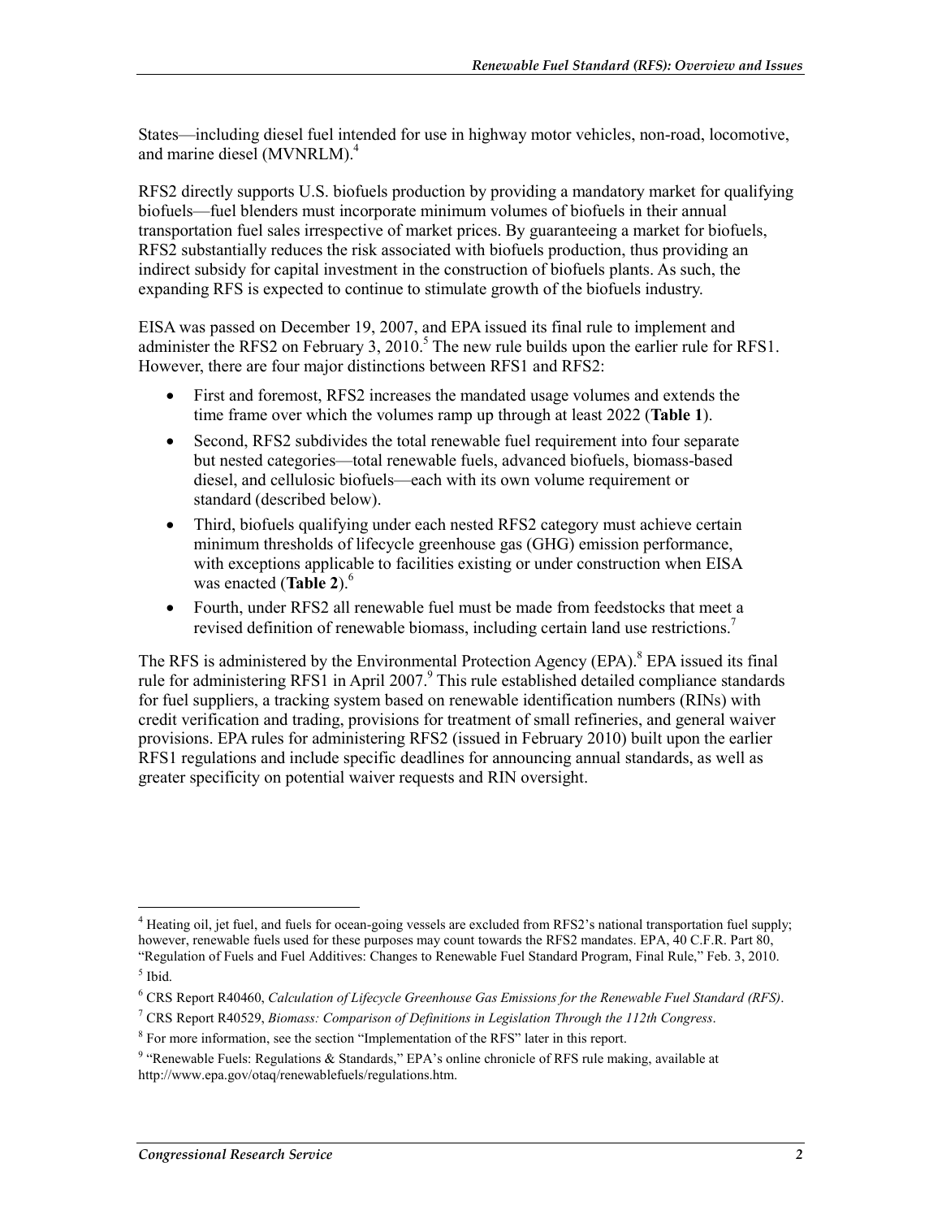States—including diesel fuel intended for use in highway motor vehicles, non-road, locomotive, and marine diesel (MVNRLM).[4]

RFS2 directly supports U.S. biofuels production by providing a mandatory market for qualifying biofuels—fuel blenders must incorporate minimum volumes of biofuels in their annual transportation fuel sales irrespective of market prices. By guaranteeing a market for biofuels, RFS2 substantially reduces the risk associated with biofuels production, thus providing an indirect subsidy for capital investment in the construction of biofuels plants. As such, the expanding RFS is expected to continue to stimulate growth of the biofuels industry.

EISA was passed on December 19, 2007, and EPA issued its final rule to implement and administer the RFS2 on February 3, 2010.[5] The new rule builds upon the earlier rule for RFS1. However, there are four major distinctions between RFS1 and RFS2:

- First and foremost, RFS2 increases the mandated usage volumes and extends the time frame over which the volumes ramp up through at least 2022 (**Table 1**).
- Second, RFS2 subdivides the total renewable fuel requirement into four separate but nested categories—total renewable fuels, advanced biofuels, biomass-based diesel, and cellulosic biofuels—each with its own volume requirement or standard (described below).
- Third, biofuels qualifying under each nested RFS2 category must achieve certain minimum thresholds of lifecycle greenhouse gas (GHG) emission performance, with exceptions applicable to facilities existing or under construction when EISA was enacted (**Table 2**).[6]
- Fourth, under RFS2 all renewable fuel must be made from feedstocks that meet a revised definition of renewable biomass, including certain land use restrictions.[7]

The RFS is administered by the Environmental Protection Agency (EPA).[8] EPA issued its final rule for administering RFS1 in April 2007.[9] This rule established detailed compliance standards for fuel suppliers, a tracking system based on renewable identification numbers (RINs) with credit verification and trading, provisions for treatment of small refineries, and general waiver provisions. EPA rules for administering RFS2 (issued in February 2010) built upon the earlier RFS1 regulations and include specific deadlines for announcing annual standards, as well as greater specificity on potential waiver requests and RIN oversight.

---

[4] Heating oil, jet fuel, and fuels for ocean-going vessels are excluded from RFS2's national transportation fuel supply; however, renewable fuels used for these purposes may count towards the RFS2 mandates. EPA, 40 C.F.R. Part 80, "Regulation of Fuels and Fuel Additives: Changes to Renewable Fuel Standard Program, Final Rule," Feb. 3, 2010.

[5] Ibid.

[6] CRS Report R40460, *Calculation of Lifecycle Greenhouse Gas Emissions for the Renewable Fuel Standard (RFS)*.

[7] CRS Report R40529, *Biomass: Comparison of Definitions in Legislation Through the 112th Congress*.

[8] For more information, see the section "Implementation of the RFS" later in this report.

[9] "Renewable Fuels: Regulations & Standards," EPA's online chronicle of RFS rule making, available at http://www.epa.gov/otaq/renewablefuels/regulations.htm.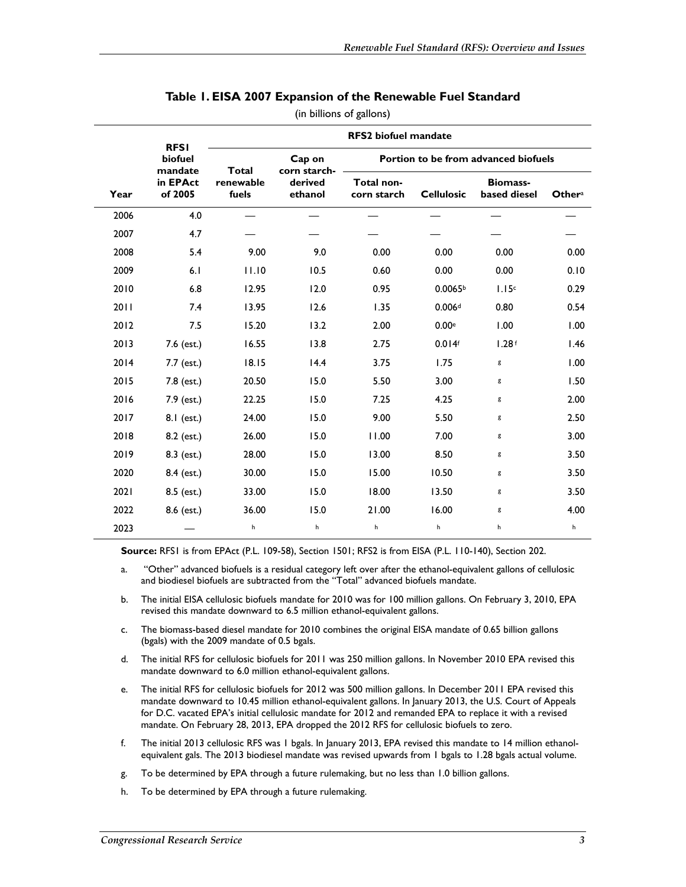## Table 1. EISA 2007 Expansion of the Renewable Fuel Standard

(in billions of gallons)

| Year | RFS1 biofuel mandate in EPAct of 2005 | RFS2 biofuel mandate | | | | | |
|---|---|---|---|---|---|---|---|
| | | Total renewable fuels | Cap on corn starch-derived ethanol | Portion to be from advanced biofuels | | | |
| | | | | Total non-corn starch | Cellulosic | Biomass-based diesel | Other[a] |
| 2006 | 4.0 | — | — | — | — | — | — |
| 2007 | 4.7 | — | — | — | — | — | — |
| 2008 | 5.4 | 9.00 | 9.0 | 0.00 | 0.00 | 0.00 | 0.00 |
| 2009 | 6.1 | 11.10 | 10.5 | 0.60 | 0.00 | 0.00 | 0.10 |
| 2010 | 6.8 | 12.95 | 12.0 | 0.95 | 0.0065[b] | 1.15[c] | 0.29 |
| 2011 | 7.4 | 13.95 | 12.6 | 1.35 | 0.006[d] | 0.80 | 0.54 |
| 2012 | 7.5 | 15.20 | 13.2 | 2.00 | 0.00[e] | 1.00 | 1.00 |
| 2013 | 7.6 (est.) | 16.55 | 13.8 | 2.75 | 0.014[f] | 1.28[f] | 1.46 |
| 2014 | 7.7 (est.) | 18.15 | 14.4 | 3.75 | 1.75 | [g] | 1.00 |
| 2015 | 7.8 (est.) | 20.50 | 15.0 | 5.50 | 3.00 | [g] | 1.50 |
| 2016 | 7.9 (est.) | 22.25 | 15.0 | 7.25 | 4.25 | [g] | 2.00 |
| 2017 | 8.1 (est.) | 24.00 | 15.0 | 9.00 | 5.50 | [g] | 2.50 |
| 2018 | 8.2 (est.) | 26.00 | 15.0 | 11.00 | 7.00 | [g] | 3.00 |
| 2019 | 8.3 (est.) | 28.00 | 15.0 | 13.00 | 8.50 | [g] | 3.50 |
| 2020 | 8.4 (est.) | 30.00 | 15.0 | 15.00 | 10.50 | [g] | 3.50 |
| 2021 | 8.5 (est.) | 33.00 | 15.0 | 18.00 | 13.50 | [g] | 3.50 |
| 2022 | 8.6 (est.) | 36.00 | 15.0 | 21.00 | 16.00 | [g] | 4.00 |
| 2023 | — | [h] | [h] | [h] | [h] | [h] | [h] |

**Source:** RFS1 is from EPAct (P.L. 109-58), Section 1501; RFS2 is from EISA (P.L. 110-140), Section 202.

a. "Other" advanced biofuels is a residual category left over after the ethanol-equivalent gallons of cellulosic and biodiesel biofuels are subtracted from the "Total" advanced biofuels mandate.

b. The initial EISA cellulosic biofuels mandate for 2010 was for 100 million gallons. On February 3, 2010, EPA revised this mandate downward to 6.5 million ethanol-equivalent gallons.

c. The biomass-based diesel mandate for 2010 combines the original EISA mandate of 0.65 billion gallons (bgals) with the 2009 mandate of 0.5 bgals.

d. The initial RFS for cellulosic biofuels for 2011 was 250 million gallons. In November 2010 EPA revised this mandate downward to 6.0 million ethanol-equivalent gallons.

e. The initial RFS for cellulosic biofuels for 2012 was 500 million gallons. In December 2011 EPA revised this mandate downward to 10.45 million ethanol-equivalent gallons. In January 2013, the U.S. Court of Appeals for D.C. vacated EPA's initial cellulosic mandate for 2012 and remanded EPA to replace it with a revised mandate. On February 28, 2013, EPA dropped the 2012 RFS for cellulosic biofuels to zero.

f. The initial 2013 cellulosic RFS was 1 bgals. In January 2013, EPA revised this mandate to 14 million ethanol-equivalent gals. The 2013 biodiesel mandate was revised upwards from 1 bgals to 1.28 bgals actual volume.

g. To be determined by EPA through a future rulemaking, but no less than 1.0 billion gallons.

h. To be determined by EPA through a future rulemaking.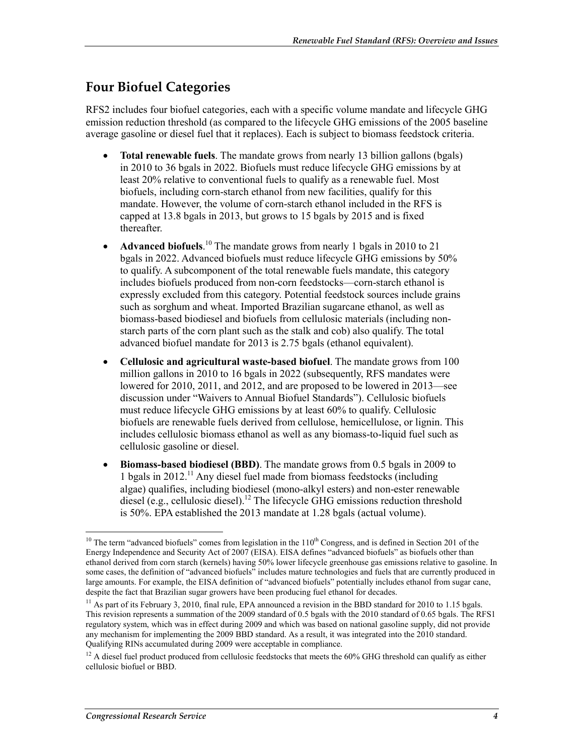## Four Biofuel Categories

RFS2 includes four biofuel categories, each with a specific volume mandate and lifecycle GHG emission reduction threshold (as compared to the lifecycle GHG emissions of the 2005 baseline average gasoline or diesel fuel that it replaces). Each is subject to biomass feedstock criteria.

- **Total renewable fuels**. The mandate grows from nearly 13 billion gallons (bgals) in 2010 to 36 bgals in 2022. Biofuels must reduce lifecycle GHG emissions by at least 20% relative to conventional fuels to qualify as a renewable fuel. Most biofuels, including corn-starch ethanol from new facilities, qualify for this mandate. However, the volume of corn-starch ethanol included in the RFS is capped at 13.8 bgals in 2013, but grows to 15 bgals by 2015 and is fixed thereafter.
- **Advanced biofuels**.[10] The mandate grows from nearly 1 bgals in 2010 to 21 bgals in 2022. Advanced biofuels must reduce lifecycle GHG emissions by 50% to qualify. A subcomponent of the total renewable fuels mandate, this category includes biofuels produced from non-corn feedstocks—corn-starch ethanol is expressly excluded from this category. Potential feedstock sources include grains such as sorghum and wheat. Imported Brazilian sugarcane ethanol, as well as biomass-based biodiesel and biofuels from cellulosic materials (including non-starch parts of the corn plant such as the stalk and cob) also qualify. The total advanced biofuel mandate for 2013 is 2.75 bgals (ethanol equivalent).
- **Cellulosic and agricultural waste-based biofuel**. The mandate grows from 100 million gallons in 2010 to 16 bgals in 2022 (subsequently, RFS mandates were lowered for 2010, 2011, and 2012, and are proposed to be lowered in 2013—see discussion under "Waivers to Annual Biofuel Standards"). Cellulosic biofuels must reduce lifecycle GHG emissions by at least 60% to qualify. Cellulosic biofuels are renewable fuels derived from cellulose, hemicellulose, or lignin. This includes cellulosic biomass ethanol as well as any biomass-to-liquid fuel such as cellulosic gasoline or diesel.
- **Biomass-based biodiesel (BBD)**. The mandate grows from 0.5 bgals in 2009 to 1 bgals in 2012.[11] Any diesel fuel made from biomass feedstocks (including algae) qualifies, including biodiesel (mono-alkyl esters) and non-ester renewable diesel (e.g., cellulosic diesel).[12] The lifecycle GHG emissions reduction threshold is 50%. EPA established the 2013 mandate at 1.28 bgals (actual volume).

---

[10] The term "advanced biofuels" comes from legislation in the 110th Congress, and is defined in Section 201 of the Energy Independence and Security Act of 2007 (EISA). EISA defines "advanced biofuels" as biofuels other than ethanol derived from corn starch (kernels) having 50% lower lifecycle greenhouse gas emissions relative to gasoline. In some cases, the definition of "advanced biofuels" includes mature technologies and fuels that are currently produced in large amounts. For example, the EISA definition of "advanced biofuels" potentially includes ethanol from sugar cane, despite the fact that Brazilian sugar growers have been producing fuel ethanol for decades.

[11] As part of its February 3, 2010, final rule, EPA announced a revision in the BBD standard for 2010 to 1.15 bgals. This revision represents a summation of the 2009 standard of 0.5 bgals with the 2010 standard of 0.65 bgals. The RFS1 regulatory system, which was in effect during 2009 and which was based on national gasoline supply, did not provide any mechanism for implementing the 2009 BBD standard. As a result, it was integrated into the 2010 standard. Qualifying RINs accumulated during 2009 were acceptable in compliance.

[12] A diesel fuel product produced from cellulosic feedstocks that meets the 60% GHG threshold can qualify as either cellulosic biofuel or BBD.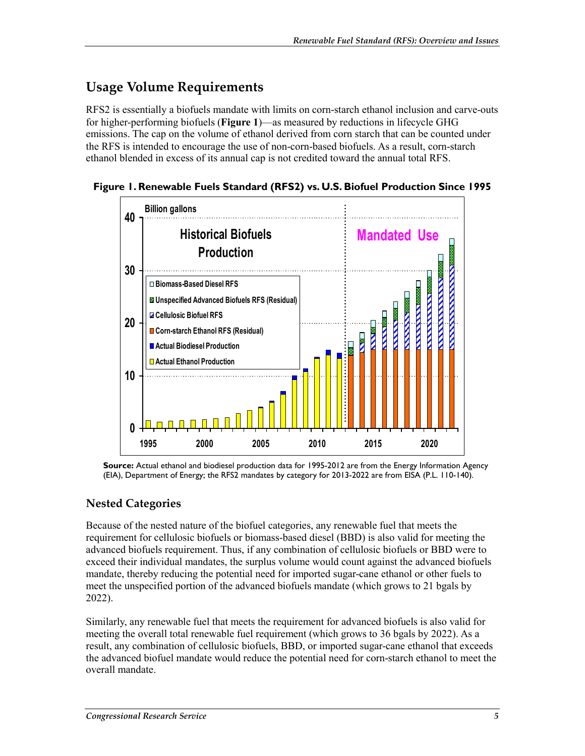## Usage Volume Requirements

RFS2 is essentially a biofuels mandate with limits on corn-starch ethanol inclusion and carve-outs for higher-performing biofuels (**Figure 1**)—as measured by reductions in lifecycle GHG emissions. The cap on the volume of ethanol derived from corn starch that can be counted under the RFS is intended to encourage the use of non-corn-based biofuels. As a result, corn-starch ethanol blended in excess of its annual cap is not credited toward the annual total RFS.

**Figure 1. Renewable Fuels Standard (RFS2) vs. U.S. Biofuel Production Since 1995**

**Source:** Actual ethanol and biodiesel production data for 1995-2012 are from the Energy Information Agency (EIA), Department of Energy; the RFS2 mandates by category for 2013-2022 are from EISA (P.L. 110-140).

### Nested Categories

Because of the nested nature of the biofuel categories, any renewable fuel that meets the requirement for cellulosic biofuels or biomass-based diesel (BBD) is also valid for meeting the advanced biofuels requirement. Thus, if any combination of cellulosic biofuels or BBD were to exceed their individual mandates, the surplus volume would count against the advanced biofuels mandate, thereby reducing the potential need for imported sugar-cane ethanol or other fuels to meet the unspecified portion of the advanced biofuels mandate (which grows to 21 bgals by 2022).

Similarly, any renewable fuel that meets the requirement for advanced biofuels is also valid for meeting the overall total renewable fuel requirement (which grows to 36 bgals by 2022). As a result, any combination of cellulosic biofuels, BBD, or imported sugar-cane ethanol that exceeds the advanced biofuel mandate would reduce the potential need for corn-starch ethanol to meet the overall mandate.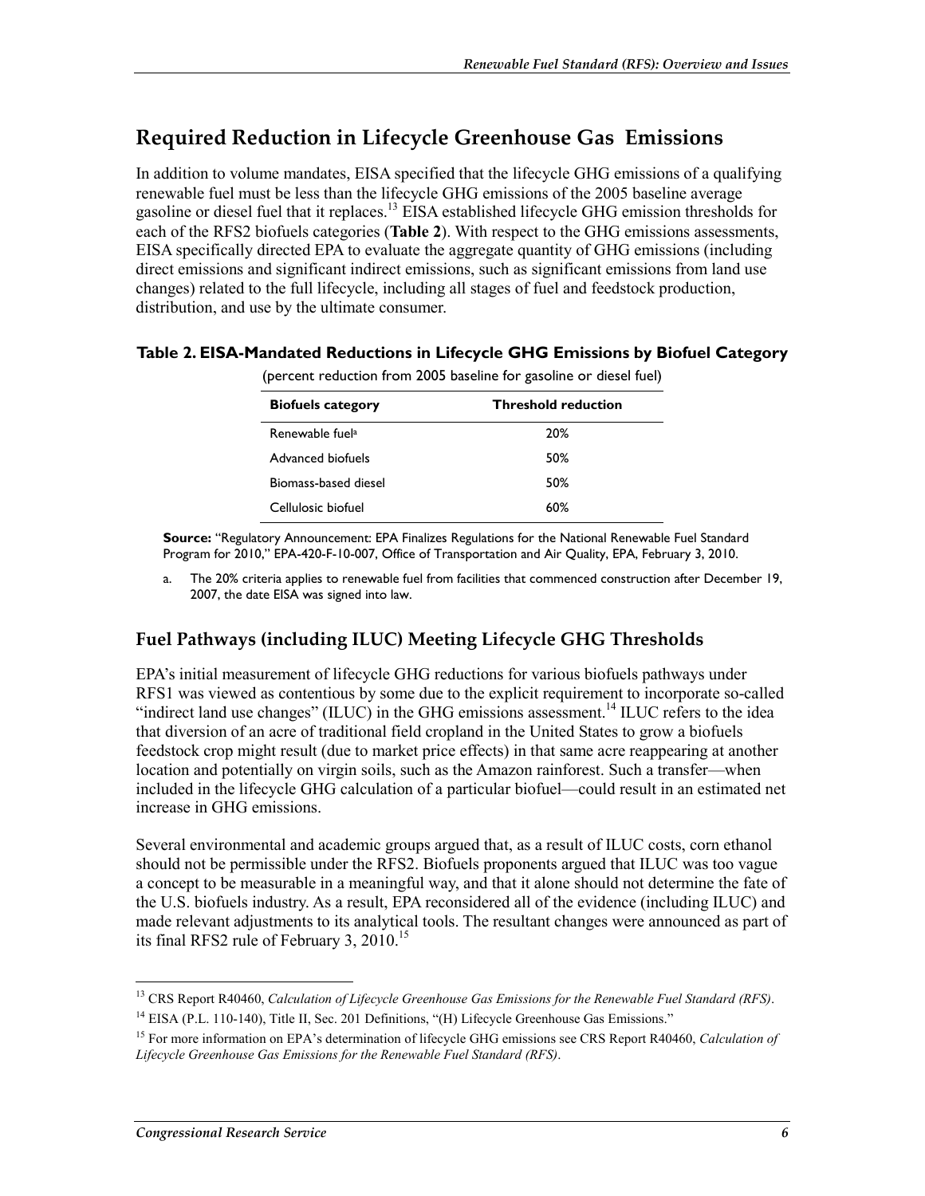## Required Reduction in Lifecycle Greenhouse Gas Emissions

In addition to volume mandates, EISA specified that the lifecycle GHG emissions of a qualifying renewable fuel must be less than the lifecycle GHG emissions of the 2005 baseline average gasoline or diesel fuel that it replaces.[13] EISA established lifecycle GHG emission thresholds for each of the RFS2 biofuels categories (**Table 2**). With respect to the GHG emissions assessments, EISA specifically directed EPA to evaluate the aggregate quantity of GHG emissions (including direct emissions and significant indirect emissions, such as significant emissions from land use changes) related to the full lifecycle, including all stages of fuel and feedstock production, distribution, and use by the ultimate consumer.

**Table 2. EISA-Mandated Reductions in Lifecycle GHG Emissions by Biofuel Category**

(percent reduction from 2005 baseline for gasoline or diesel fuel)

| Biofuels category | Threshold reduction |
|---|---|
| Renewable fuel[a] | 20% |
| Advanced biofuels | 50% |
| Biomass-based diesel | 50% |
| Cellulosic biofuel | 60% |

**Source:** "Regulatory Announcement: EPA Finalizes Regulations for the National Renewable Fuel Standard Program for 2010," EPA-420-F-10-007, Office of Transportation and Air Quality, EPA, February 3, 2010.

a. The 20% criteria applies to renewable fuel from facilities that commenced construction after December 19, 2007, the date EISA was signed into law.

### Fuel Pathways (including ILUC) Meeting Lifecycle GHG Thresholds

EPA's initial measurement of lifecycle GHG reductions for various biofuels pathways under RFS1 was viewed as contentious by some due to the explicit requirement to incorporate so-called "indirect land use changes" (ILUC) in the GHG emissions assessment.[14] ILUC refers to the idea that diversion of an acre of traditional field cropland in the United States to grow a biofuels feedstock crop might result (due to market price effects) in that same acre reappearing at another location and potentially on virgin soils, such as the Amazon rainforest. Such a transfer—when included in the lifecycle GHG calculation of a particular biofuel—could result in an estimated net increase in GHG emissions.

Several environmental and academic groups argued that, as a result of ILUC costs, corn ethanol should not be permissible under the RFS2. Biofuels proponents argued that ILUC was too vague a concept to be measurable in a meaningful way, and that it alone should not determine the fate of the U.S. biofuels industry. As a result, EPA reconsidered all of the evidence (including ILUC) and made relevant adjustments to its analytical tools. The resultant changes were announced as part of its final RFS2 rule of February 3, 2010.[15]

---

[13] CRS Report R40460, *Calculation of Lifecycle Greenhouse Gas Emissions for the Renewable Fuel Standard (RFS)*.

[14] EISA (P.L. 110-140), Title II, Sec. 201 Definitions, "(H) Lifecycle Greenhouse Gas Emissions."

[15] For more information on EPA's determination of lifecycle GHG emissions see CRS Report R40460, *Calculation of Lifecycle Greenhouse Gas Emissions for the Renewable Fuel Standard (RFS)*.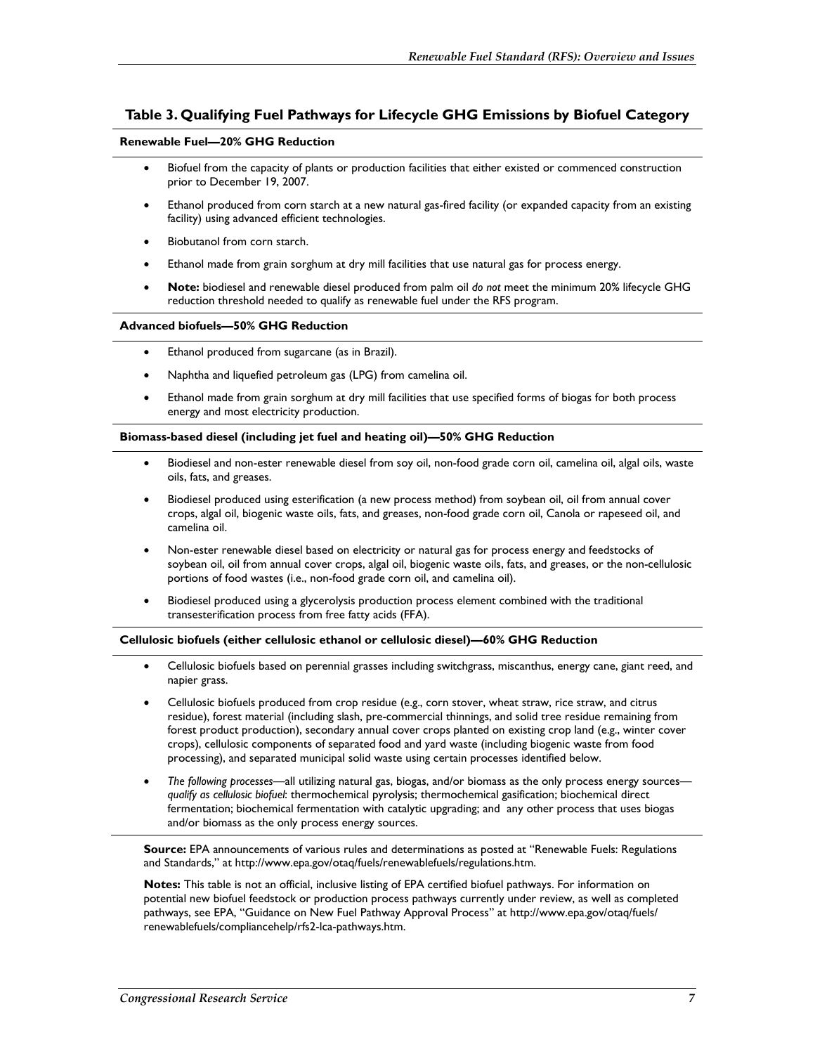### Table 3. Qualifying Fuel Pathways for Lifecycle GHG Emissions by Biofuel Category

**Renewable Fuel—20% GHG Reduction**

- Biofuel from the capacity of plants or production facilities that either existed or commenced construction prior to December 19, 2007.
- Ethanol produced from corn starch at a new natural gas-fired facility (or expanded capacity from an existing facility) using advanced efficient technologies.
- Biobutanol from corn starch.
- Ethanol made from grain sorghum at dry mill facilities that use natural gas for process energy.
- **Note:** biodiesel and renewable diesel produced from palm oil *do not* meet the minimum 20% lifecycle GHG reduction threshold needed to qualify as renewable fuel under the RFS program.

**Advanced biofuels—50% GHG Reduction**

- Ethanol produced from sugarcane (as in Brazil).
- Naphtha and liquefied petroleum gas (LPG) from camelina oil.
- Ethanol made from grain sorghum at dry mill facilities that use specified forms of biogas for both process energy and most electricity production.

**Biomass-based diesel (including jet fuel and heating oil)—50% GHG Reduction**

- Biodiesel and non-ester renewable diesel from soy oil, non-food grade corn oil, camelina oil, algal oils, waste oils, fats, and greases.
- Biodiesel produced using esterification (a new process method) from soybean oil, oil from annual cover crops, algal oil, biogenic waste oils, fats, and greases, non-food grade corn oil, Canola or rapeseed oil, and camelina oil.
- Non-ester renewable diesel based on electricity or natural gas for process energy and feedstocks of soybean oil, oil from annual cover crops, algal oil, biogenic waste oils, fats, and greases, or the non-cellulosic portions of food wastes (i.e., non-food grade corn oil, and camelina oil).
- Biodiesel produced using a glycerolysis production process element combined with the traditional transesterification process from free fatty acids (FFA).

**Cellulosic biofuels (either cellulosic ethanol or cellulosic diesel)—60% GHG Reduction**

- Cellulosic biofuels based on perennial grasses including switchgrass, miscanthus, energy cane, giant reed, and napier grass.
- Cellulosic biofuels produced from crop residue (e.g., corn stover, wheat straw, rice straw, and citrus residue), forest material (including slash, pre-commercial thinnings, and solid tree residue remaining from forest product production), secondary annual cover crops planted on existing crop land (e.g., winter cover crops), cellulosic components of separated food and yard waste (including biogenic waste from food processing), and separated municipal solid waste using certain processes identified below.
- *The following processes*—all utilizing natural gas, biogas, and/or biomass as the only process energy sources—*qualify as cellulosic biofuel*: thermochemical pyrolysis; thermochemical gasification; biochemical direct fermentation; biochemical fermentation with catalytic upgrading; and any other process that uses biogas and/or biomass as the only process energy sources.

**Source:** EPA announcements of various rules and determinations as posted at "Renewable Fuels: Regulations and Standards," at http://www.epa.gov/otaq/fuels/renewablefuels/regulations.htm.

**Notes:** This table is not an official, inclusive listing of EPA certified biofuel pathways. For information on potential new biofuel feedstock or production process pathways currently under review, as well as completed pathways, see EPA, "Guidance on New Fuel Pathway Approval Process" at http://www.epa.gov/otaq/fuels/renewablefuels/compliancehelp/rfs2-lca-pathways.htm.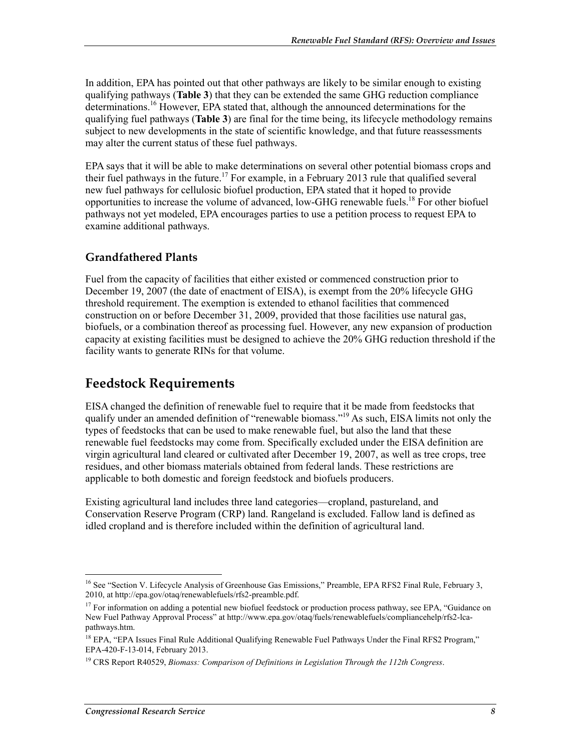In addition, EPA has pointed out that other pathways are likely to be similar enough to existing qualifying pathways (**Table 3**) that they can be extended the same GHG reduction compliance determinations.[16] However, EPA stated that, although the announced determinations for the qualifying fuel pathways (**Table 3**) are final for the time being, its lifecycle methodology remains subject to new developments in the state of scientific knowledge, and that future reassessments may alter the current status of these fuel pathways.

EPA says that it will be able to make determinations on several other potential biomass crops and their fuel pathways in the future.[17] For example, in a February 2013 rule that qualified several new fuel pathways for cellulosic biofuel production, EPA stated that it hoped to provide opportunities to increase the volume of advanced, low-GHG renewable fuels.[18] For other biofuel pathways not yet modeled, EPA encourages parties to use a petition process to request EPA to examine additional pathways.

### Grandfathered Plants

Fuel from the capacity of facilities that either existed or commenced construction prior to December 19, 2007 (the date of enactment of EISA), is exempt from the 20% lifecycle GHG threshold requirement. The exemption is extended to ethanol facilities that commenced construction on or before December 31, 2009, provided that those facilities use natural gas, biofuels, or a combination thereof as processing fuel. However, any new expansion of production capacity at existing facilities must be designed to achieve the 20% GHG reduction threshold if the facility wants to generate RINs for that volume.

## Feedstock Requirements

EISA changed the definition of renewable fuel to require that it be made from feedstocks that qualify under an amended definition of "renewable biomass."[19] As such, EISA limits not only the types of feedstocks that can be used to make renewable fuel, but also the land that these renewable fuel feedstocks may come from. Specifically excluded under the EISA definition are virgin agricultural land cleared or cultivated after December 19, 2007, as well as tree crops, tree residues, and other biomass materials obtained from federal lands. These restrictions are applicable to both domestic and foreign feedstock and biofuels producers.

Existing agricultural land includes three land categories—cropland, pastureland, and Conservation Reserve Program (CRP) land. Rangeland is excluded. Fallow land is defined as idled cropland and is therefore included within the definition of agricultural land.

---

[16] See "Section V. Lifecycle Analysis of Greenhouse Gas Emissions," Preamble, EPA RFS2 Final Rule, February 3, 2010, at http://epa.gov/otaq/renewablefuels/rfs2-preamble.pdf.

[17] For information on adding a potential new biofuel feedstock or production process pathway, see EPA, "Guidance on New Fuel Pathway Approval Process" at http://www.epa.gov/otaq/fuels/renewablefuels/compliancehelp/rfs2-lca-pathways.htm.

[18] EPA, "EPA Issues Final Rule Additional Qualifying Renewable Fuel Pathways Under the Final RFS2 Program," EPA-420-F-13-014, February 2013.

[19] CRS Report R40529, *Biomass: Comparison of Definitions in Legislation Through the 112th Congress*.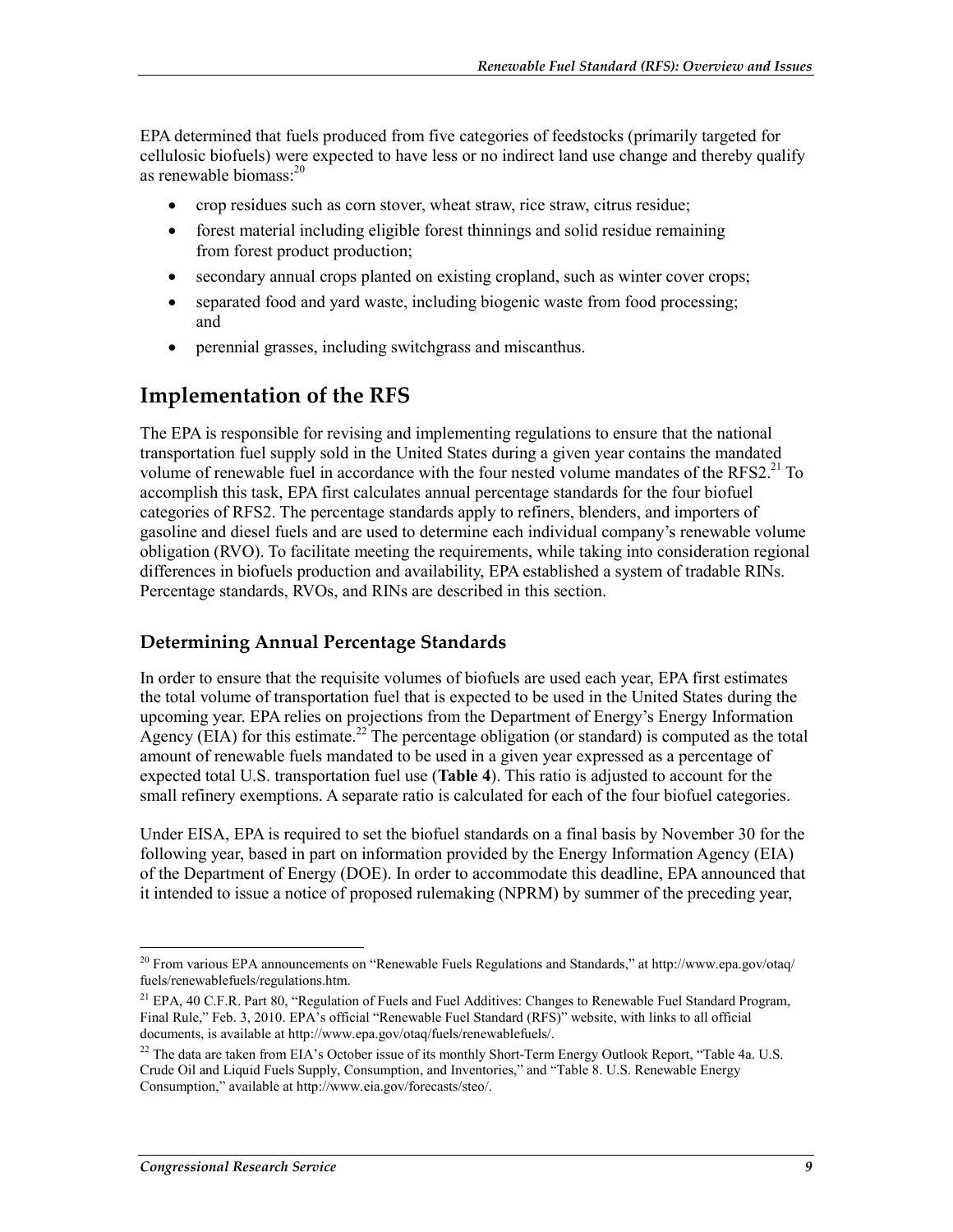EPA determined that fuels produced from five categories of feedstocks (primarily targeted for cellulosic biofuels) were expected to have less or no indirect land use change and thereby qualify as renewable biomass:[20]

- crop residues such as corn stover, wheat straw, rice straw, citrus residue;
- forest material including eligible forest thinnings and solid residue remaining from forest product production;
- secondary annual crops planted on existing cropland, such as winter cover crops;
- separated food and yard waste, including biogenic waste from food processing; and
- perennial grasses, including switchgrass and miscanthus.

## Implementation of the RFS

The EPA is responsible for revising and implementing regulations to ensure that the national transportation fuel supply sold in the United States during a given year contains the mandated volume of renewable fuel in accordance with the four nested volume mandates of the RFS2.[21] To accomplish this task, EPA first calculates annual percentage standards for the four biofuel categories of RFS2. The percentage standards apply to refiners, blenders, and importers of gasoline and diesel fuels and are used to determine each individual company's renewable volume obligation (RVO). To facilitate meeting the requirements, while taking into consideration regional differences in biofuels production and availability, EPA established a system of tradable RINs. Percentage standards, RVOs, and RINs are described in this section.

### Determining Annual Percentage Standards

In order to ensure that the requisite volumes of biofuels are used each year, EPA first estimates the total volume of transportation fuel that is expected to be used in the United States during the upcoming year. EPA relies on projections from the Department of Energy's Energy Information Agency (EIA) for this estimate.[22] The percentage obligation (or standard) is computed as the total amount of renewable fuels mandated to be used in a given year expressed as a percentage of expected total U.S. transportation fuel use (**Table 4**). This ratio is adjusted to account for the small refinery exemptions. A separate ratio is calculated for each of the four biofuel categories.

Under EISA, EPA is required to set the biofuel standards on a final basis by November 30 for the following year, based in part on information provided by the Energy Information Agency (EIA) of the Department of Energy (DOE). In order to accommodate this deadline, EPA announced that it intended to issue a notice of proposed rulemaking (NPRM) by summer of the preceding year,

---

[20] From various EPA announcements on "Renewable Fuels Regulations and Standards," at http://www.epa.gov/otaq/fuels/renewablefuels/regulations.htm.

[21] EPA, 40 C.F.R. Part 80, "Regulation of Fuels and Fuel Additives: Changes to Renewable Fuel Standard Program, Final Rule," Feb. 3, 2010. EPA's official "Renewable Fuel Standard (RFS)" website, with links to all official documents, is available at http://www.epa.gov/otaq/fuels/renewablefuels/.

[22] The data are taken from EIA's October issue of its monthly Short-Term Energy Outlook Report, "Table 4a. U.S. Crude Oil and Liquid Fuels Supply, Consumption, and Inventories," and "Table 8. U.S. Renewable Energy Consumption," available at http://www.eia.gov/forecasts/steo/.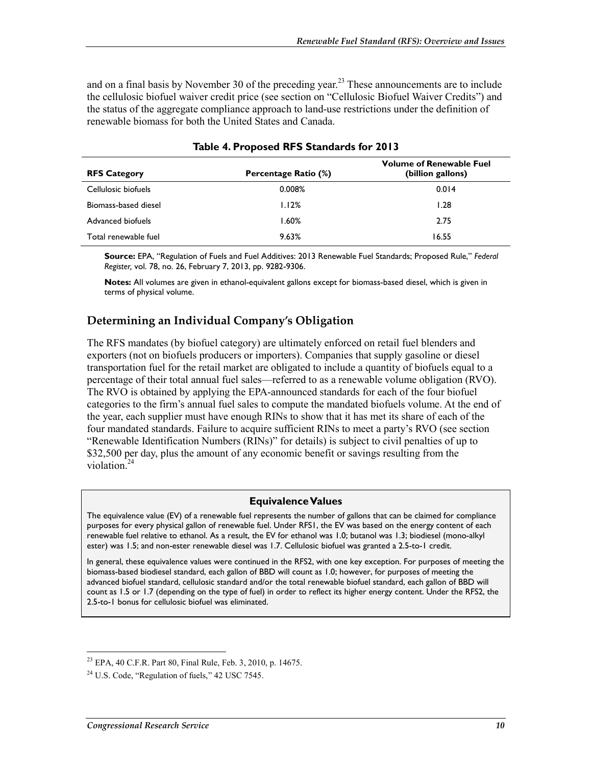and on a final basis by November 30 of the preceding year.[23] These announcements are to include the cellulosic biofuel waiver credit price (see section on "Cellulosic Biofuel Waiver Credits") and the status of the aggregate compliance approach to land-use restrictions under the definition of renewable biomass for both the United States and Canada.

**Table 4. Proposed RFS Standards for 2013**

| RFS Category | Percentage Ratio (%) | Volume of Renewable Fuel (billion gallons) |
|---|---|---|
| Cellulosic biofuels | 0.008% | 0.014 |
| Biomass-based diesel | 1.12% | 1.28 |
| Advanced biofuels | 1.60% | 2.75 |
| Total renewable fuel | 9.63% | 16.55 |

**Source:** EPA, "Regulation of Fuels and Fuel Additives: 2013 Renewable Fuel Standards; Proposed Rule," *Federal Register,* vol. 78, no. 26, February 7, 2013, pp. 9282-9306.

**Notes:** All volumes are given in ethanol-equivalent gallons except for biomass-based diesel, which is given in terms of physical volume.

## Determining an Individual Company's Obligation

The RFS mandates (by biofuel category) are ultimately enforced on retail fuel blenders and exporters (not on biofuels producers or importers). Companies that supply gasoline or diesel transportation fuel for the retail market are obligated to include a quantity of biofuels equal to a percentage of their total annual fuel sales—referred to as a renewable volume obligation (RVO). The RVO is obtained by applying the EPA-announced standards for each of the four biofuel categories to the firm's annual fuel sales to compute the mandated biofuels volume. At the end of the year, each supplier must have enough RINs to show that it has met its share of each of the four mandated standards. Failure to acquire sufficient RINs to meet a party's RVO (see section "Renewable Identification Numbers (RINs)" for details) is subject to civil penalties of up to $32,500 per day, plus the amount of any economic benefit or savings resulting from the violation.[24]

**Equivalence Values**

The equivalence value (EV) of a renewable fuel represents the number of gallons that can be claimed for compliance purposes for every physical gallon of renewable fuel. Under RFS1, the EV was based on the energy content of each renewable fuel relative to ethanol. As a result, the EV for ethanol was 1.0; butanol was 1.3; biodiesel (mono-alkyl ester) was 1.5; and non-ester renewable diesel was 1.7. Cellulosic biofuel was granted a 2.5-to-1 credit.

In general, these equivalence values were continued in the RFS2, with one key exception. For purposes of meeting the biomass-based biodiesel standard, each gallon of BBD will count as 1.0; however, for purposes of meeting the advanced biofuel standard, cellulosic standard and/or the total renewable biofuel standard, each gallon of BBD will count as 1.5 or 1.7 (depending on the type of fuel) in order to reflect its higher energy content. Under the RFS2, the 2.5-to-1 bonus for cellulosic biofuel was eliminated.

---

[23] EPA, 40 C.F.R. Part 80, Final Rule, Feb. 3, 2010, p. 14675.

[24] U.S. Code, "Regulation of fuels," 42 USC 7545.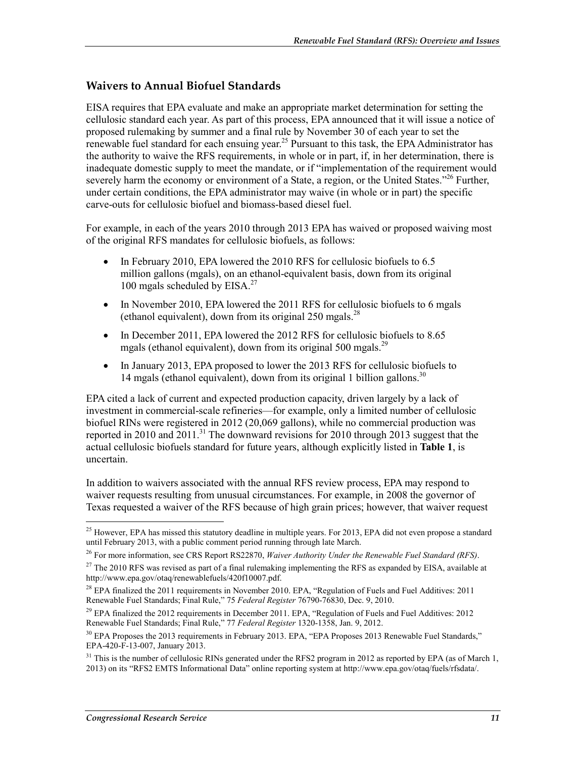## Waivers to Annual Biofuel Standards

EISA requires that EPA evaluate and make an appropriate market determination for setting the cellulosic standard each year. As part of this process, EPA announced that it will issue a notice of proposed rulemaking by summer and a final rule by November 30 of each year to set the renewable fuel standard for each ensuing year.[25] Pursuant to this task, the EPA Administrator has the authority to waive the RFS requirements, in whole or in part, if, in her determination, there is inadequate domestic supply to meet the mandate, or if "implementation of the requirement would severely harm the economy or environment of a State, a region, or the United States."[26] Further, under certain conditions, the EPA administrator may waive (in whole or in part) the specific carve-outs for cellulosic biofuel and biomass-based diesel fuel.

For example, in each of the years 2010 through 2013 EPA has waived or proposed waiving most of the original RFS mandates for cellulosic biofuels, as follows:

- In February 2010, EPA lowered the 2010 RFS for cellulosic biofuels to 6.5 million gallons (mgals), on an ethanol-equivalent basis, down from its original 100 mgals scheduled by EISA.[27]
- In November 2010, EPA lowered the 2011 RFS for cellulosic biofuels to 6 mgals (ethanol equivalent), down from its original 250 mgals.[28]
- In December 2011, EPA lowered the 2012 RFS for cellulosic biofuels to 8.65 mgals (ethanol equivalent), down from its original 500 mgals.[29]
- In January 2013, EPA proposed to lower the 2013 RFS for cellulosic biofuels to 14 mgals (ethanol equivalent), down from its original 1 billion gallons.[30]

EPA cited a lack of current and expected production capacity, driven largely by a lack of investment in commercial-scale refineries—for example, only a limited number of cellulosic biofuel RINs were registered in 2012 (20,069 gallons), while no commercial production was reported in 2010 and 2011.[31] The downward revisions for 2010 through 2013 suggest that the actual cellulosic biofuels standard for future years, although explicitly listed in **Table 1**, is uncertain.

In addition to waivers associated with the annual RFS review process, EPA may respond to waiver requests resulting from unusual circumstances. For example, in 2008 the governor of Texas requested a waiver of the RFS because of high grain prices; however, that waiver request

---

[25] However, EPA has missed this statutory deadline in multiple years. For 2013, EPA did not even propose a standard until February 2013, with a public comment period running through late March.

[26] For more information, see CRS Report RS22870, *Waiver Authority Under the Renewable Fuel Standard (RFS)*.

[27] The 2010 RFS was revised as part of a final rulemaking implementing the RFS as expanded by EISA, available at http://www.epa.gov/otaq/renewablefuels/420f10007.pdf.

[28] EPA finalized the 2011 requirements in November 2010. EPA, "Regulation of Fuels and Fuel Additives: 2011 Renewable Fuel Standards; Final Rule," 75 *Federal Register* 76790-76830, Dec. 9, 2010.

[29] EPA finalized the 2012 requirements in December 2011. EPA, "Regulation of Fuels and Fuel Additives: 2012 Renewable Fuel Standards; Final Rule," 77 *Federal Register* 1320-1358, Jan. 9, 2012.

[30] EPA Proposes the 2013 requirements in February 2013. EPA, "EPA Proposes 2013 Renewable Fuel Standards," EPA-420-F-13-007, January 2013.

[31] This is the number of cellulosic RINs generated under the RFS2 program in 2012 as reported by EPA (as of March 1, 2013) on its "RFS2 EMTS Informational Data" online reporting system at http://www.epa.gov/otaq/fuels/rfsdata/.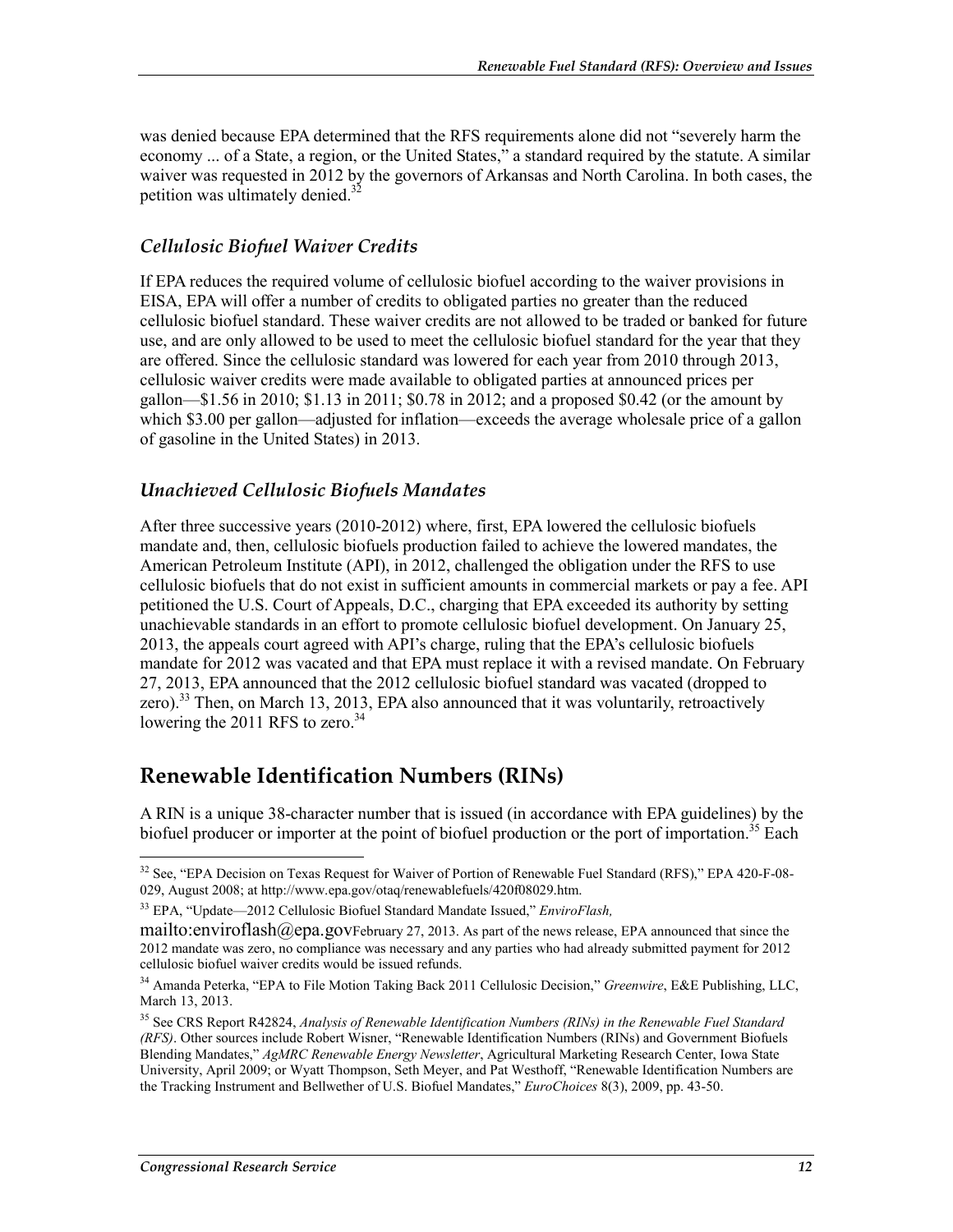was denied because EPA determined that the RFS requirements alone did not "severely harm the economy ... of a State, a region, or the United States," a standard required by the statute. A similar waiver was requested in 2012 by the governors of Arkansas and North Carolina. In both cases, the petition was ultimately denied.[32]

### *Cellulosic Biofuel Waiver Credits*

If EPA reduces the required volume of cellulosic biofuel according to the waiver provisions in EISA, EPA will offer a number of credits to obligated parties no greater than the reduced cellulosic biofuel standard. These waiver credits are not allowed to be traded or banked for future use, and are only allowed to be used to meet the cellulosic biofuel standard for the year that they are offered. Since the cellulosic standard was lowered for each year from 2010 through 2013, cellulosic waiver credits were made available to obligated parties at announced prices per gallon—$1.56 in 2010; $1.13 in 2011; $0.78 in 2012; and a proposed $0.42 (or the amount by which $3.00 per gallon—adjusted for inflation—exceeds the average wholesale price of a gallon of gasoline in the United States) in 2013.

### *Unachieved Cellulosic Biofuels Mandates*

After three successive years (2010-2012) where, first, EPA lowered the cellulosic biofuels mandate and, then, cellulosic biofuels production failed to achieve the lowered mandates, the American Petroleum Institute (API), in 2012, challenged the obligation under the RFS to use cellulosic biofuels that do not exist in sufficient amounts in commercial markets or pay a fee. API petitioned the U.S. Court of Appeals, D.C., charging that EPA exceeded its authority by setting unachievable standards in an effort to promote cellulosic biofuel development. On January 25, 2013, the appeals court agreed with API's charge, ruling that the EPA's cellulosic biofuels mandate for 2012 was vacated and that EPA must replace it with a revised mandate. On February 27, 2013, EPA announced that the 2012 cellulosic biofuel standard was vacated (dropped to zero).[33] Then, on March 13, 2013, EPA also announced that it was voluntarily, retroactively lowering the 2011 RFS to zero.[34]

## Renewable Identification Numbers (RINs)

A RIN is a unique 38-character number that is issued (in accordance with EPA guidelines) by the biofuel producer or importer at the point of biofuel production or the port of importation.[35] Each

---

[32] See, "EPA Decision on Texas Request for Waiver of Portion of Renewable Fuel Standard (RFS)," EPA 420-F-08-029, August 2008; at http://www.epa.gov/otaq/renewablefuels/420f08029.htm.

[33] EPA, "Update—2012 Cellulosic Biofuel Standard Mandate Issued," *EnviroFlash,* mailto:enviroflash@epa.govFebruary 27, 2013. As part of the news release, EPA announced that since the 2012 mandate was zero, no compliance was necessary and any parties who had already submitted payment for 2012 cellulosic biofuel waiver credits would be issued refunds.

[34] Amanda Peterka, "EPA to File Motion Taking Back 2011 Cellulosic Decision," *Greenwire*, E&E Publishing, LLC, March 13, 2013.

[35] See CRS Report R42824, *Analysis of Renewable Identification Numbers (RINs) in the Renewable Fuel Standard (RFS)*. Other sources include Robert Wisner, "Renewable Identification Numbers (RINs) and Government Biofuels Blending Mandates," *AgMRC Renewable Energy Newsletter*, Agricultural Marketing Research Center, Iowa State University, April 2009; or Wyatt Thompson, Seth Meyer, and Pat Westhoff, "Renewable Identification Numbers are the Tracking Instrument and Bellwether of U.S. Biofuel Mandates," *EuroChoices* 8(3), 2009, pp. 43-50.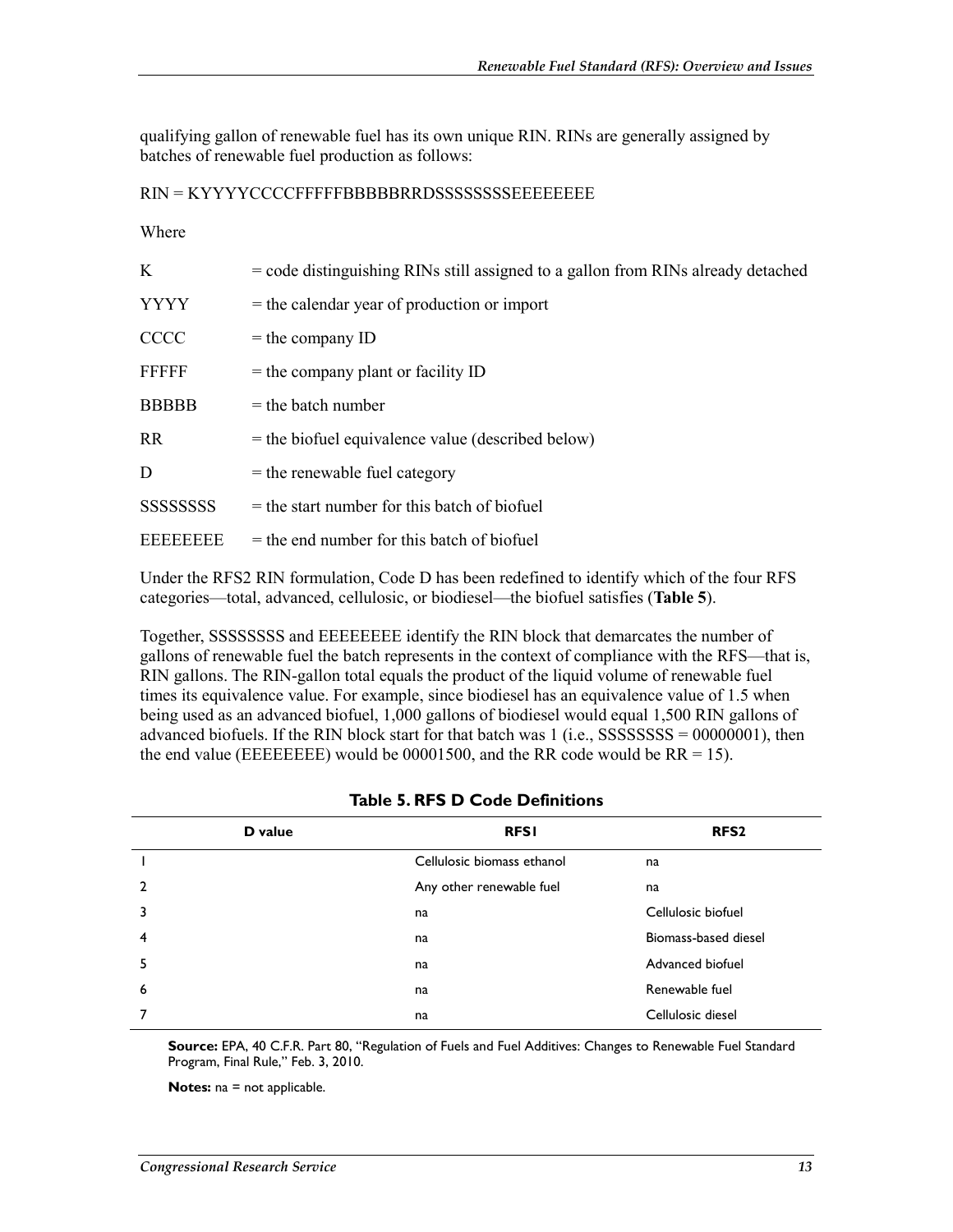qualifying gallon of renewable fuel has its own unique RIN. RINs are generally assigned by batches of renewable fuel production as follows:

RIN = KYYYYCCCCFFFFFBBBBBRRDSSSSSSSSEEEEEEEE

Where

| | |
|---|---|
| K | = code distinguishing RINs still assigned to a gallon from RINs already detached |
| YYYY | = the calendar year of production or import |
| CCCC | = the company ID |
| FFFFF | = the company plant or facility ID |
| BBBBB | = the batch number |
| RR | = the biofuel equivalence value (described below) |
| D | = the renewable fuel category |
| SSSSSSSS | = the start number for this batch of biofuel |
| EEEEEEEE | = the end number for this batch of biofuel |

Under the RFS2 RIN formulation, Code D has been redefined to identify which of the four RFS categories—total, advanced, cellulosic, or biodiesel—the biofuel satisfies (**Table 5**).

Together, SSSSSSSS and EEEEEEEE identify the RIN block that demarcates the number of gallons of renewable fuel the batch represents in the context of compliance with the RFS—that is, RIN gallons. The RIN-gallon total equals the product of the liquid volume of renewable fuel times its equivalence value. For example, since biodiesel has an equivalence value of 1.5 when being used as an advanced biofuel, 1,000 gallons of biodiesel would equal 1,500 RIN gallons of advanced biofuels. If the RIN block start for that batch was 1 (i.e., SSSSSSSS = 00000001), then the end value (EEEEEEEE) would be 00001500, and the RR code would be RR = 15).

**Table 5. RFS D Code Definitions**

| D value | RFS1 | RFS2 |
|---|---|---|
| 1 | Cellulosic biomass ethanol | na |
| 2 | Any other renewable fuel | na |
| 3 | na | Cellulosic biofuel |
| 4 | na | Biomass-based diesel |
| 5 | na | Advanced biofuel |
| 6 | na | Renewable fuel |
| 7 | na | Cellulosic diesel |

**Source:** EPA, 40 C.F.R. Part 80, "Regulation of Fuels and Fuel Additives: Changes to Renewable Fuel Standard Program, Final Rule," Feb. 3, 2010.

**Notes:** na = not applicable.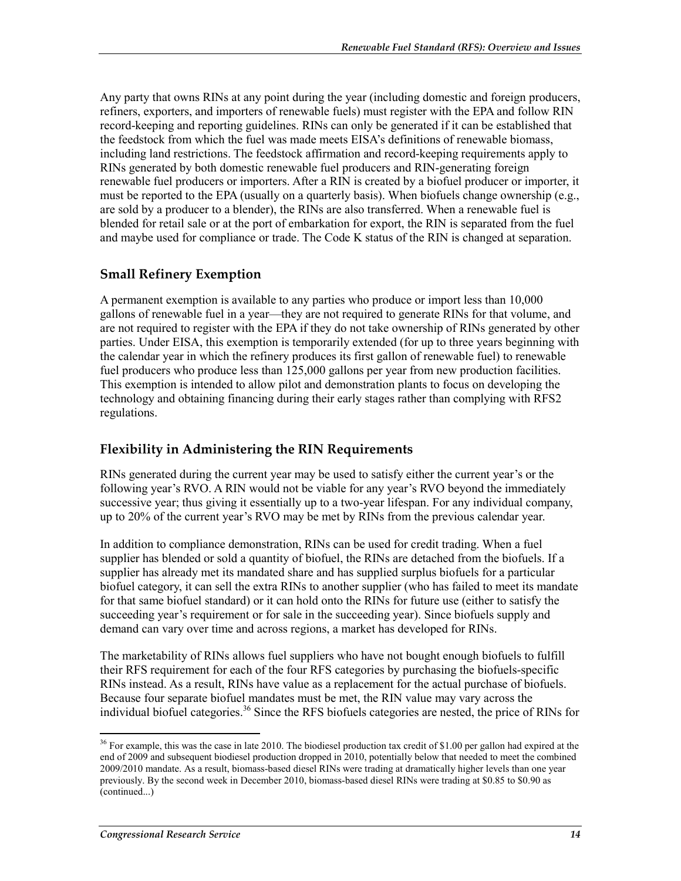Any party that owns RINs at any point during the year (including domestic and foreign producers, refiners, exporters, and importers of renewable fuels) must register with the EPA and follow RIN record-keeping and reporting guidelines. RINs can only be generated if it can be established that the feedstock from which the fuel was made meets EISA's definitions of renewable biomass, including land restrictions. The feedstock affirmation and record-keeping requirements apply to RINs generated by both domestic renewable fuel producers and RIN-generating foreign renewable fuel producers or importers. After a RIN is created by a biofuel producer or importer, it must be reported to the EPA (usually on a quarterly basis). When biofuels change ownership (e.g., are sold by a producer to a blender), the RINs are also transferred. When a renewable fuel is blended for retail sale or at the port of embarkation for export, the RIN is separated from the fuel and maybe used for compliance or trade. The Code K status of the RIN is changed at separation.

## Small Refinery Exemption

A permanent exemption is available to any parties who produce or import less than 10,000 gallons of renewable fuel in a year—they are not required to generate RINs for that volume, and are not required to register with the EPA if they do not take ownership of RINs generated by other parties. Under EISA, this exemption is temporarily extended (for up to three years beginning with the calendar year in which the refinery produces its first gallon of renewable fuel) to renewable fuel producers who produce less than 125,000 gallons per year from new production facilities. This exemption is intended to allow pilot and demonstration plants to focus on developing the technology and obtaining financing during their early stages rather than complying with RFS2 regulations.

## Flexibility in Administering the RIN Requirements

RINs generated during the current year may be used to satisfy either the current year's or the following year's RVO. A RIN would not be viable for any year's RVO beyond the immediately successive year; thus giving it essentially up to a two-year lifespan. For any individual company, up to 20% of the current year's RVO may be met by RINs from the previous calendar year.

In addition to compliance demonstration, RINs can be used for credit trading. When a fuel supplier has blended or sold a quantity of biofuel, the RINs are detached from the biofuels. If a supplier has already met its mandated share and has supplied surplus biofuels for a particular biofuel category, it can sell the extra RINs to another supplier (who has failed to meet its mandate for that same biofuel standard) or it can hold onto the RINs for future use (either to satisfy the succeeding year's requirement or for sale in the succeeding year). Since biofuels supply and demand can vary over time and across regions, a market has developed for RINs.

The marketability of RINs allows fuel suppliers who have not bought enough biofuels to fulfill their RFS requirement for each of the four RFS categories by purchasing the biofuels-specific RINs instead. As a result, RINs have value as a replacement for the actual purchase of biofuels. Because four separate biofuel mandates must be met, the RIN value may vary across the individual biofuel categories.[36] Since the RFS biofuels categories are nested, the price of RINs for

---

[36] For example, this was the case in late 2010. The biodiesel production tax credit of $1.00 per gallon had expired at the end of 2009 and subsequent biodiesel production dropped in 2010, potentially below that needed to meet the combined 2009/2010 mandate. As a result, biomass-based diesel RINs were trading at dramatically higher levels than one year previously. By the second week in December 2010, biomass-based diesel RINs were trading at $0.85 to $0.90 as (continued...)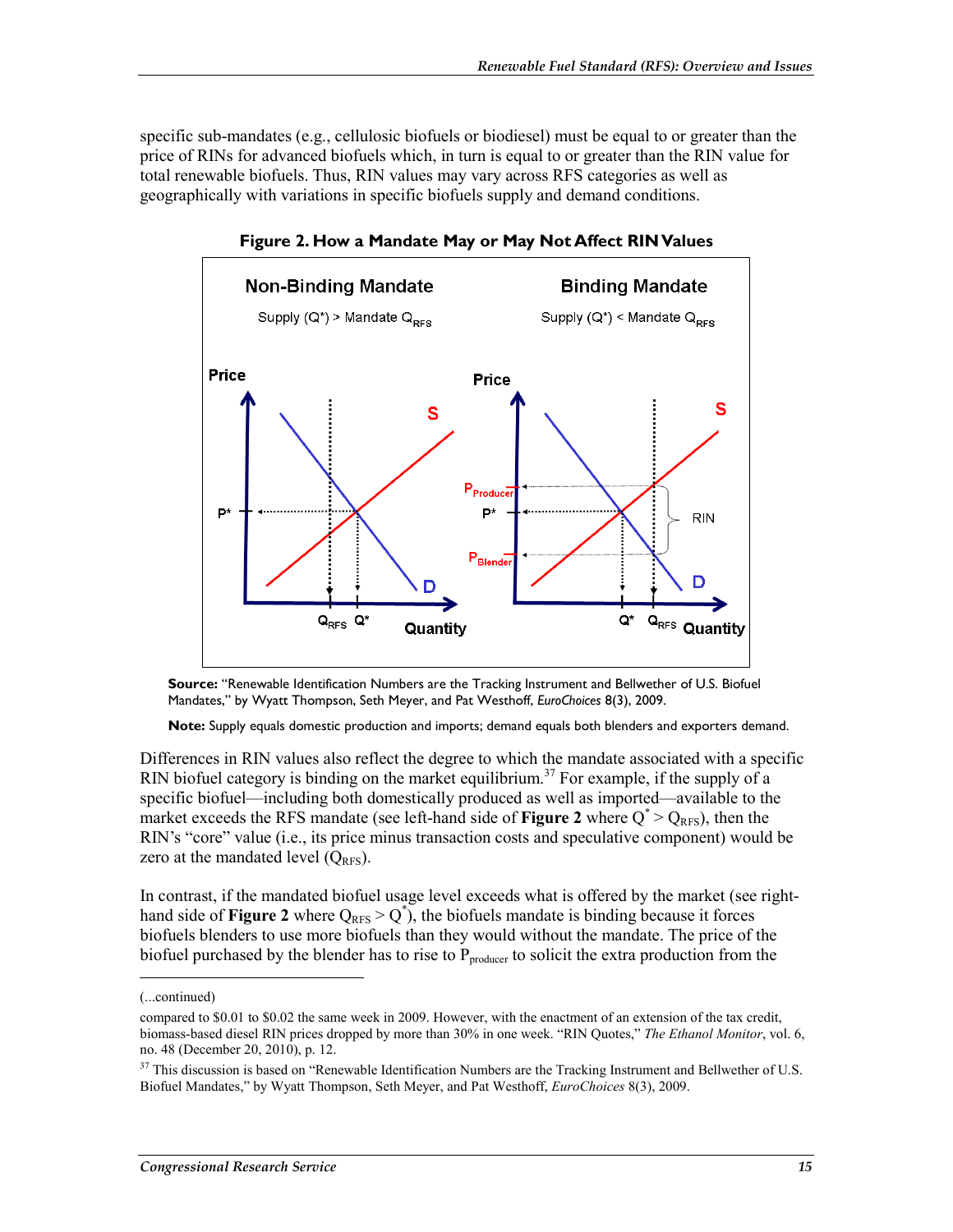specific sub-mandates (e.g., cellulosic biofuels or biodiesel) must be equal to or greater than the price of RINs for advanced biofuels which, in turn is equal to or greater than the RIN value for total renewable biofuels. Thus, RIN values may vary across RFS categories as well as geographically with variations in specific biofuels supply and demand conditions.

**Figure 2. How a Mandate May or May Not Affect RIN Values**

**Source:** "Renewable Identification Numbers are the Tracking Instrument and Bellwether of U.S. Biofuel Mandates," by Wyatt Thompson, Seth Meyer, and Pat Westhoff, *EuroChoices* 8(3), 2009.

**Note:** Supply equals domestic production and imports; demand equals both blenders and exporters demand.

Differences in RIN values also reflect the degree to which the mandate associated with a specific RIN biofuel category is binding on the market equilibrium.[37] For example, if the supply of a specific biofuel—including both domestically produced as well as imported—available to the market exceeds the RFS mandate (see left-hand side of **Figure 2** where $Q^* > Q_{RFS}$), then the RIN's "core" value (i.e., its price minus transaction costs and speculative component) would be zero at the mandated level ($Q_{RFS}$).

In contrast, if the mandated biofuel usage level exceeds what is offered by the market (see right-hand side of **Figure 2** where $Q_{RFS} > Q^*$), the biofuels mandate is binding because it forces biofuels blenders to use more biofuels than they would without the mandate. The price of the biofuel purchased by the blender has to rise to $P_{producer}$ to solicit the extra production from the

---

(...continued)

compared to \$0.01 to \$0.02 the same week in 2009. However, with the enactment of an extension of the tax credit, biomass-based diesel RIN prices dropped by more than 30% in one week. "RIN Quotes," *The Ethanol Monitor*, vol. 6, no. 48 (December 20, 2010), p. 12.

[37] This discussion is based on "Renewable Identification Numbers are the Tracking Instrument and Bellwether of U.S. Biofuel Mandates," by Wyatt Thompson, Seth Meyer, and Pat Westhoff, *EuroChoices* 8(3), 2009.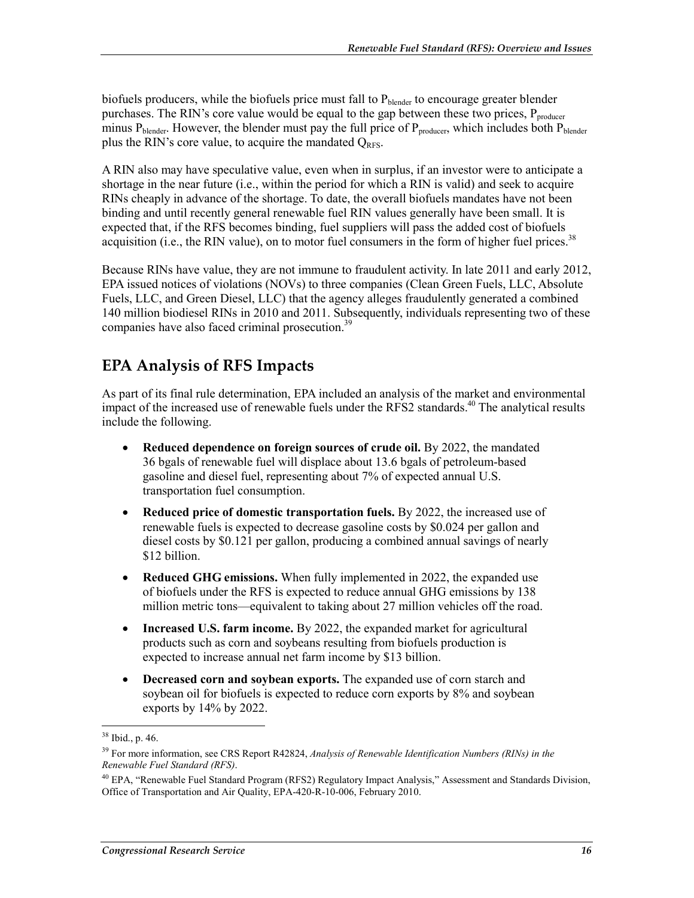biofuels producers, while the biofuels price must fall to $P_{blender}$ to encourage greater blender purchases. The RIN's core value would be equal to the gap between these two prices, $P_{producer}$ minus $P_{blender}$. However, the blender must pay the full price of $P_{producer}$, which includes both $P_{blender}$ plus the RIN's core value, to acquire the mandated $Q_{RFS}$.

A RIN also may have speculative value, even when in surplus, if an investor were to anticipate a shortage in the near future (i.e., within the period for which a RIN is valid) and seek to acquire RINs cheaply in advance of the shortage. To date, the overall biofuels mandates have not been binding and until recently general renewable fuel RIN values generally have been small. It is expected that, if the RFS becomes binding, fuel suppliers will pass the added cost of biofuels acquisition (i.e., the RIN value), on to motor fuel consumers in the form of higher fuel prices.[38]

Because RINs have value, they are not immune to fraudulent activity. In late 2011 and early 2012, EPA issued notices of violations (NOVs) to three companies (Clean Green Fuels, LLC, Absolute Fuels, LLC, and Green Diesel, LLC) that the agency alleges fraudulently generated a combined 140 million biodiesel RINs in 2010 and 2011. Subsequently, individuals representing two of these companies have also faced criminal prosecution.[39]

## EPA Analysis of RFS Impacts

As part of its final rule determination, EPA included an analysis of the market and environmental impact of the increased use of renewable fuels under the RFS2 standards.[40] The analytical results include the following.

- **Reduced dependence on foreign sources of crude oil.** By 2022, the mandated 36 bgals of renewable fuel will displace about 13.6 bgals of petroleum-based gasoline and diesel fuel, representing about 7% of expected annual U.S. transportation fuel consumption.
- **Reduced price of domestic transportation fuels.** By 2022, the increased use of renewable fuels is expected to decrease gasoline costs by \$0.024 per gallon and diesel costs by \$0.121 per gallon, producing a combined annual savings of nearly \$12 billion.
- **Reduced GHG emissions.** When fully implemented in 2022, the expanded use of biofuels under the RFS is expected to reduce annual GHG emissions by 138 million metric tons—equivalent to taking about 27 million vehicles off the road.
- **Increased U.S. farm income.** By 2022, the expanded market for agricultural products such as corn and soybeans resulting from biofuels production is expected to increase annual net farm income by \$13 billion.
- **Decreased corn and soybean exports.** The expanded use of corn starch and soybean oil for biofuels is expected to reduce corn exports by 8% and soybean exports by 14% by 2022.

---

[38] Ibid., p. 46.

[39] For more information, see CRS Report R42824, *Analysis of Renewable Identification Numbers (RINs) in the Renewable Fuel Standard (RFS)*.

[40] EPA, "Renewable Fuel Standard Program (RFS2) Regulatory Impact Analysis," Assessment and Standards Division, Office of Transportation and Air Quality, EPA-420-R-10-006, February 2010.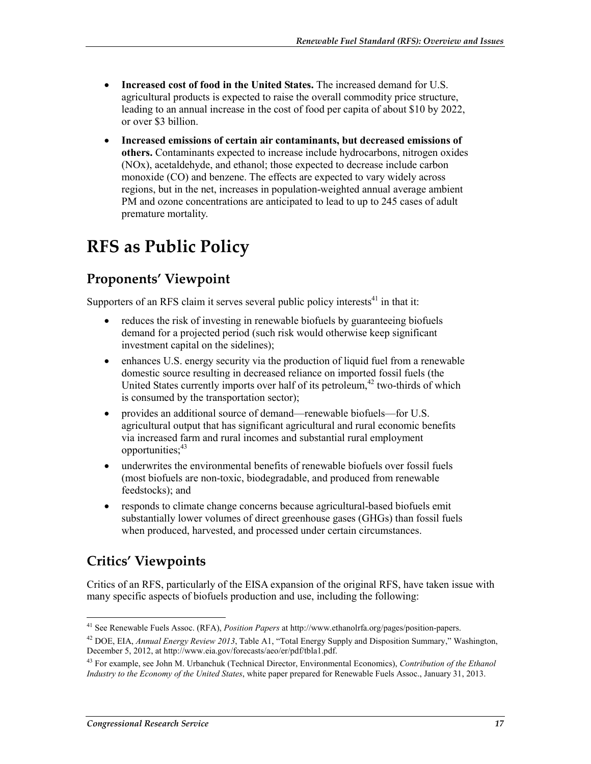- **Increased cost of food in the United States.** The increased demand for U.S. agricultural products is expected to raise the overall commodity price structure, leading to an annual increase in the cost of food per capita of about $10 by 2022, or over $3 billion.
- **Increased emissions of certain air contaminants, but decreased emissions of others.** Contaminants expected to increase include hydrocarbons, nitrogen oxides (NOx), acetaldehyde, and ethanol; those expected to decrease include carbon monoxide (CO) and benzene. The effects are expected to vary widely across regions, but in the net, increases in population-weighted annual average ambient PM and ozone concentrations are anticipated to lead to up to 245 cases of adult premature mortality.

# RFS as Public Policy

## Proponents' Viewpoint

Supporters of an RFS claim it serves several public policy interests[41] in that it:

- reduces the risk of investing in renewable biofuels by guaranteeing biofuels demand for a projected period (such risk would otherwise keep significant investment capital on the sidelines);
- enhances U.S. energy security via the production of liquid fuel from a renewable domestic source resulting in decreased reliance on imported fossil fuels (the United States currently imports over half of its petroleum,[42] two-thirds of which is consumed by the transportation sector);
- provides an additional source of demand—renewable biofuels—for U.S. agricultural output that has significant agricultural and rural economic benefits via increased farm and rural incomes and substantial rural employment opportunities;[43]
- underwrites the environmental benefits of renewable biofuels over fossil fuels (most biofuels are non-toxic, biodegradable, and produced from renewable feedstocks); and
- responds to climate change concerns because agricultural-based biofuels emit substantially lower volumes of direct greenhouse gases (GHGs) than fossil fuels when produced, harvested, and processed under certain circumstances.

## Critics' Viewpoints

Critics of an RFS, particularly of the EISA expansion of the original RFS, have taken issue with many specific aspects of biofuels production and use, including the following:

---

[41] See Renewable Fuels Assoc. (RFA), *Position Papers* at http://www.ethanolrfa.org/pages/position-papers.

[42] DOE, EIA, *Annual Energy Review 2013*, Table A1, "Total Energy Supply and Disposition Summary," Washington, December 5, 2012, at http://www.eia.gov/forecasts/aeo/er/pdf/tbla1.pdf.

[43] For example, see John M. Urbanchuk (Technical Director, Environmental Economics), *Contribution of the Ethanol Industry to the Economy of the United States*, white paper prepared for Renewable Fuels Assoc., January 31, 2013.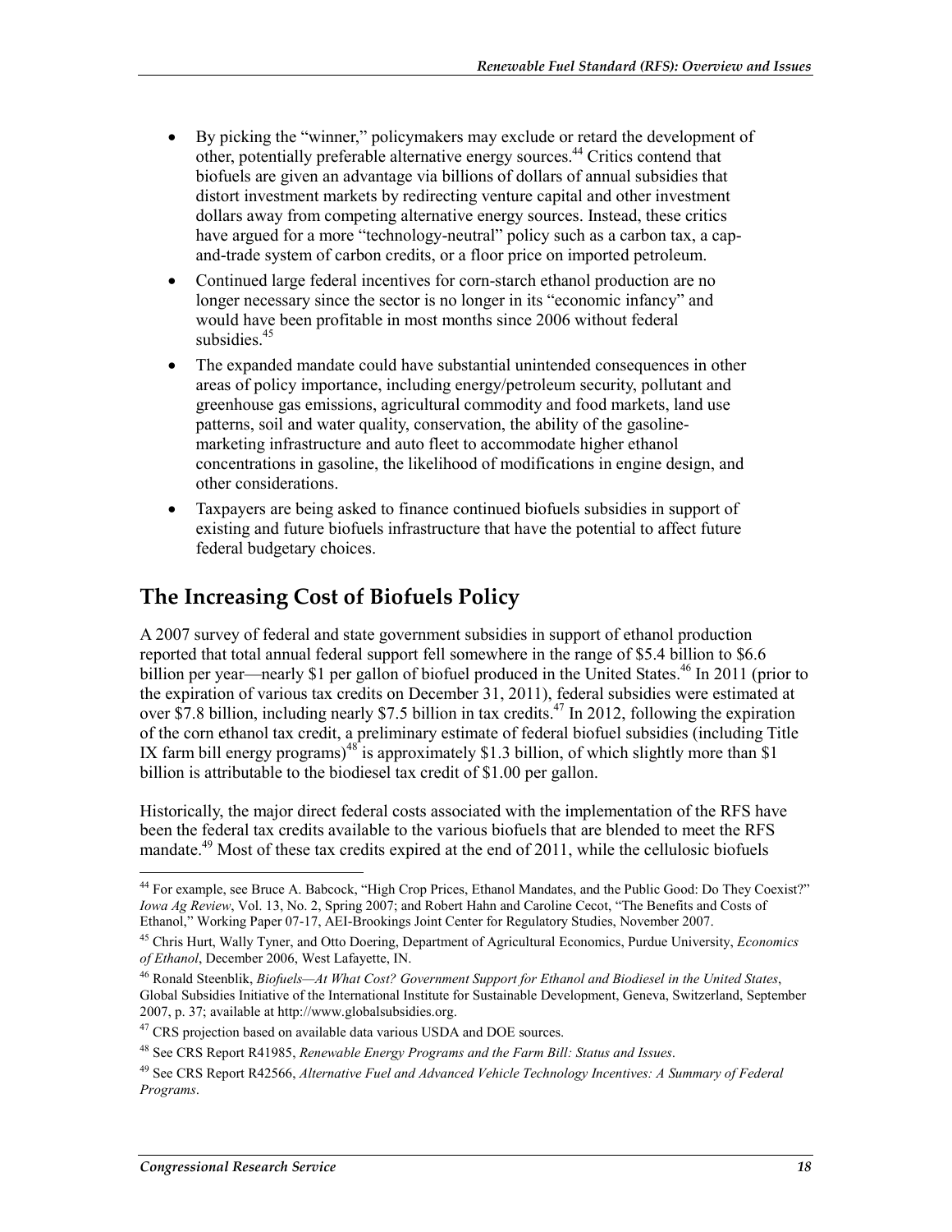- By picking the "winner," policymakers may exclude or retard the development of other, potentially preferable alternative energy sources.[44] Critics contend that biofuels are given an advantage via billions of dollars of annual subsidies that distort investment markets by redirecting venture capital and other investment dollars away from competing alternative energy sources. Instead, these critics have argued for a more "technology-neutral" policy such as a carbon tax, a cap-and-trade system of carbon credits, or a floor price on imported petroleum.
- Continued large federal incentives for corn-starch ethanol production are no longer necessary since the sector is no longer in its "economic infancy" and would have been profitable in most months since 2006 without federal subsidies.[45]
- The expanded mandate could have substantial unintended consequences in other areas of policy importance, including energy/petroleum security, pollutant and greenhouse gas emissions, agricultural commodity and food markets, land use patterns, soil and water quality, conservation, the ability of the gasoline-marketing infrastructure and auto fleet to accommodate higher ethanol concentrations in gasoline, the likelihood of modifications in engine design, and other considerations.
- Taxpayers are being asked to finance continued biofuels subsidies in support of existing and future biofuels infrastructure that have the potential to affect future federal budgetary choices.

## The Increasing Cost of Biofuels Policy

A 2007 survey of federal and state government subsidies in support of ethanol production reported that total annual federal support fell somewhere in the range of $5.4 billion to $6.6 billion per year—nearly $1 per gallon of biofuel produced in the United States.[46] In 2011 (prior to the expiration of various tax credits on December 31, 2011), federal subsidies were estimated at over $7.8 billion, including nearly $7.5 billion in tax credits.[47] In 2012, following the expiration of the corn ethanol tax credit, a preliminary estimate of federal biofuel subsidies (including Title IX farm bill energy programs)[48] is approximately $1.3 billion, of which slightly more than $1 billion is attributable to the biodiesel tax credit of $1.00 per gallon.

Historically, the major direct federal costs associated with the implementation of the RFS have been the federal tax credits available to the various biofuels that are blended to meet the RFS mandate.[49] Most of these tax credits expired at the end of 2011, while the cellulosic biofuels

---

[44] For example, see Bruce A. Babcock, "High Crop Prices, Ethanol Mandates, and the Public Good: Do They Coexist?" *Iowa Ag Review*, Vol. 13, No. 2, Spring 2007; and Robert Hahn and Caroline Cecot, "The Benefits and Costs of Ethanol," Working Paper 07-17, AEI-Brookings Joint Center for Regulatory Studies, November 2007.

[45] Chris Hurt, Wally Tyner, and Otto Doering, Department of Agricultural Economics, Purdue University, *Economics of Ethanol*, December 2006, West Lafayette, IN.

[46] Ronald Steenblik, *Biofuels—At What Cost? Government Support for Ethanol and Biodiesel in the United States*, Global Subsidies Initiative of the International Institute for Sustainable Development, Geneva, Switzerland, September 2007, p. 37; available at http://www.globalsubsidies.org.

[47] CRS projection based on available data various USDA and DOE sources.

[48] See CRS Report R41985, *Renewable Energy Programs and the Farm Bill: Status and Issues*.

[49] See CRS Report R42566, *Alternative Fuel and Advanced Vehicle Technology Incentives: A Summary of Federal Programs*.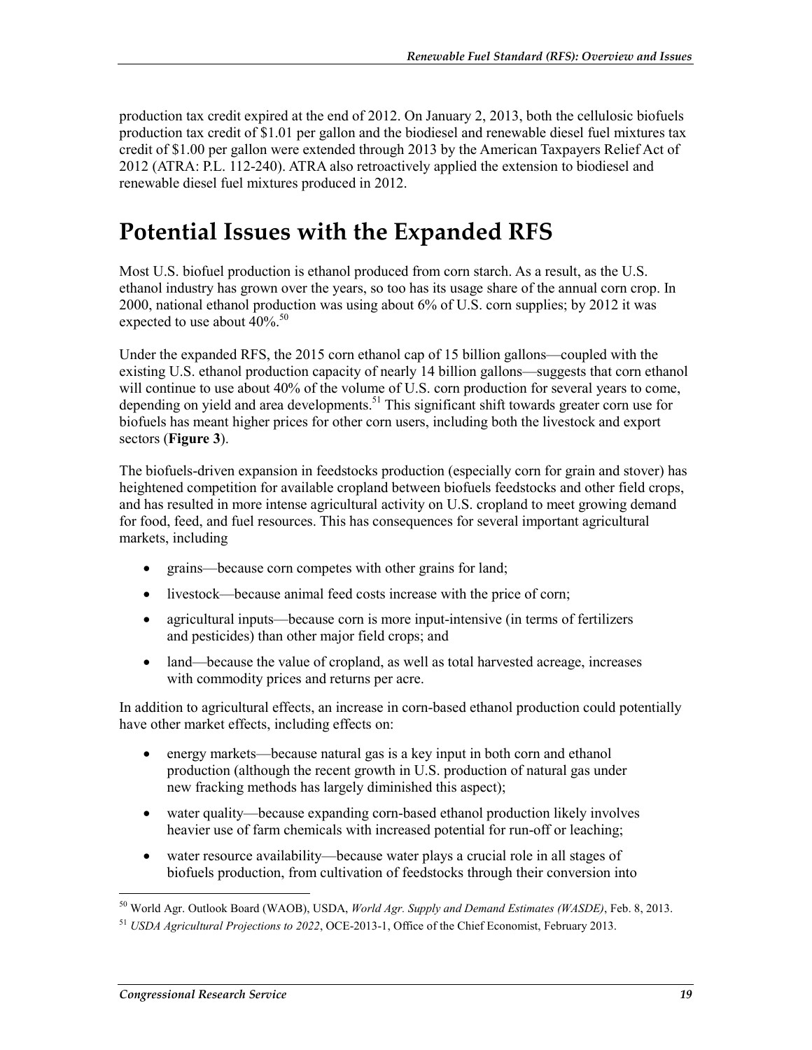production tax credit expired at the end of 2012. On January 2, 2013, both the cellulosic biofuels production tax credit of $1.01 per gallon and the biodiesel and renewable diesel fuel mixtures tax credit of $1.00 per gallon were extended through 2013 by the American Taxpayers Relief Act of 2012 (ATRA: P.L. 112-240). ATRA also retroactively applied the extension to biodiesel and renewable diesel fuel mixtures produced in 2012.

# Potential Issues with the Expanded RFS

Most U.S. biofuel production is ethanol produced from corn starch. As a result, as the U.S. ethanol industry has grown over the years, so too has its usage share of the annual corn crop. In 2000, national ethanol production was using about 6% of U.S. corn supplies; by 2012 it was expected to use about 40%.[50]

Under the expanded RFS, the 2015 corn ethanol cap of 15 billion gallons—coupled with the existing U.S. ethanol production capacity of nearly 14 billion gallons—suggests that corn ethanol will continue to use about 40% of the volume of U.S. corn production for several years to come, depending on yield and area developments.[51] This significant shift towards greater corn use for biofuels has meant higher prices for other corn users, including both the livestock and export sectors (**Figure 3**).

The biofuels-driven expansion in feedstocks production (especially corn for grain and stover) has heightened competition for available cropland between biofuels feedstocks and other field crops, and has resulted in more intense agricultural activity on U.S. cropland to meet growing demand for food, feed, and fuel resources. This has consequences for several important agricultural markets, including

- grains—because corn competes with other grains for land;
- livestock—because animal feed costs increase with the price of corn;
- agricultural inputs—because corn is more input-intensive (in terms of fertilizers and pesticides) than other major field crops; and
- land—because the value of cropland, as well as total harvested acreage, increases with commodity prices and returns per acre.

In addition to agricultural effects, an increase in corn-based ethanol production could potentially have other market effects, including effects on:

- energy markets—because natural gas is a key input in both corn and ethanol production (although the recent growth in U.S. production of natural gas under new fracking methods has largely diminished this aspect);
- water quality—because expanding corn-based ethanol production likely involves heavier use of farm chemicals with increased potential for run-off or leaching;
- water resource availability—because water plays a crucial role in all stages of biofuels production, from cultivation of feedstocks through their conversion into

---

[50] World Agr. Outlook Board (WAOB), USDA, *World Agr. Supply and Demand Estimates (WASDE)*, Feb. 8, 2013.

[51] *USDA Agricultural Projections to 2022*, OCE-2013-1, Office of the Chief Economist, February 2013.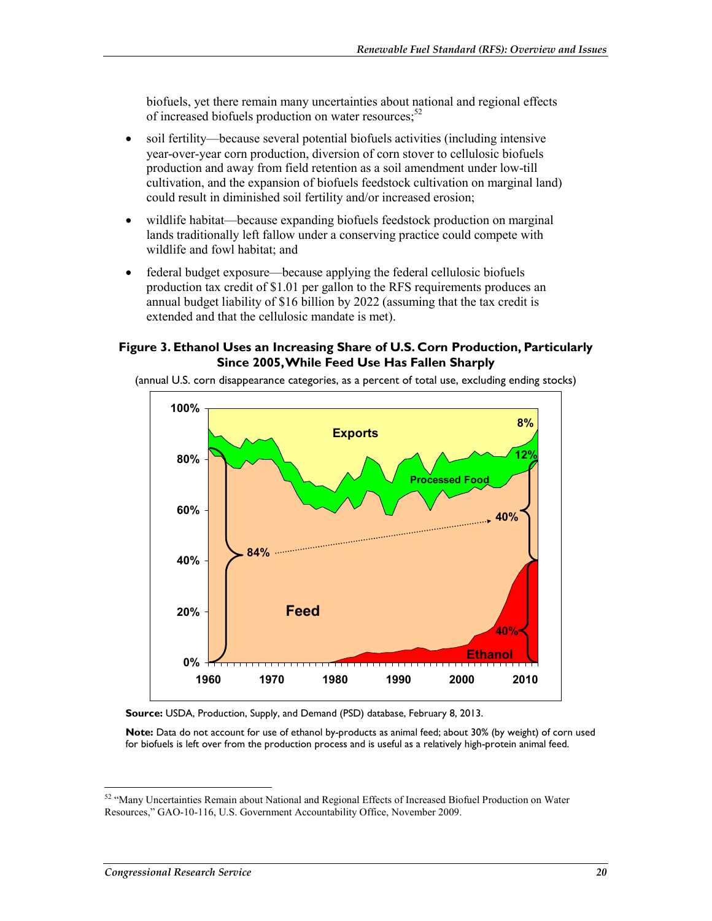biofuels, yet there remain many uncertainties about national and regional effects of increased biofuels production on water resources;[52]

- soil fertility—because several potential biofuels activities (including intensive year-over-year corn production, diversion of corn stover to cellulosic biofuels production and away from field retention as a soil amendment under low-till cultivation, and the expansion of biofuels feedstock cultivation on marginal land) could result in diminished soil fertility and/or increased erosion;
- wildlife habitat—because expanding biofuels feedstock production on marginal lands traditionally left fallow under a conserving practice could compete with wildlife and fowl habitat; and
- federal budget exposure—because applying the federal cellulosic biofuels production tax credit of $1.01 per gallon to the RFS requirements produces an annual budget liability of $16 billion by 2022 (assuming that the tax credit is extended and that the cellulosic mandate is met).

**Figure 3. Ethanol Uses an Increasing Share of U.S. Corn Production, Particularly Since 2005, While Feed Use Has Fallen Sharply**

(annual U.S. corn disappearance categories, as a percent of total use, excluding ending stocks)

**Source:** USDA, Production, Supply, and Demand (PSD) database, February 8, 2013.

**Note:** Data do not account for use of ethanol by-products as animal feed; about 30% (by weight) of corn used for biofuels is left over from the production process and is useful as a relatively high-protein animal feed.

[52] "Many Uncertainties Remain about National and Regional Effects of Increased Biofuel Production on Water Resources," GAO-10-116, U.S. Government Accountability Office, November 2009.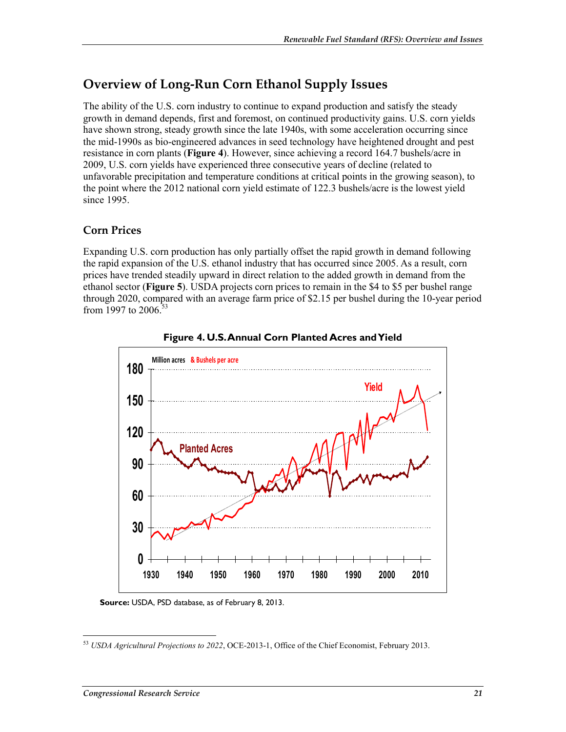## Overview of Long-Run Corn Ethanol Supply Issues

The ability of the U.S. corn industry to continue to expand production and satisfy the steady growth in demand depends, first and foremost, on continued productivity gains. U.S. corn yields have shown strong, steady growth since the late 1940s, with some acceleration occurring since the mid-1990s as bio-engineered advances in seed technology have heightened drought and pest resistance in corn plants (**Figure 4**). However, since achieving a record 164.7 bushels/acre in 2009, U.S. corn yields have experienced three consecutive years of decline (related to unfavorable precipitation and temperature conditions at critical points in the growing season), to the point where the 2012 national corn yield estimate of 122.3 bushels/acre is the lowest yield since 1995.

### Corn Prices

Expanding U.S. corn production has only partially offset the rapid growth in demand following the rapid expansion of the U.S. ethanol industry that has occurred since 2005. As a result, corn prices have trended steadily upward in direct relation to the added growth in demand from the ethanol sector (**Figure 5**). USDA projects corn prices to remain in the $4 to $5 per bushel range through 2020, compared with an average farm price of $2.15 per bushel during the 10-year period from 1997 to 2006.[53]

**Figure 4. U.S. Annual Corn Planted Acres and Yield**

**Source:** USDA, PSD database, as of February 8, 2013.

---

[53] *USDA Agricultural Projections to 2022*, OCE-2013-1, Office of the Chief Economist, February 2013.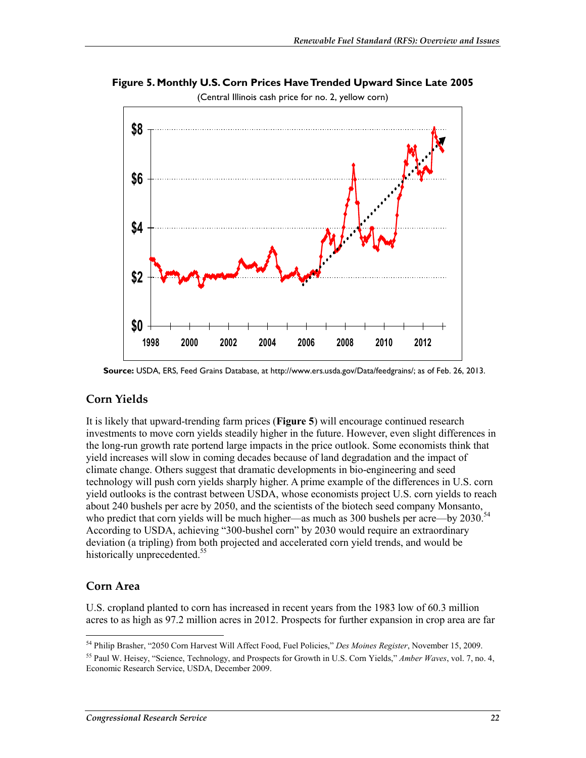**Figure 5. Monthly U.S. Corn Prices Have Trended Upward Since Late 2005**

(Central Illinois cash price for no. 2, yellow corn)

**Source:** USDA, ERS, Feed Grains Database, at http://www.ers.usda.gov/Data/feedgrains/; as of Feb. 26, 2013.

## Corn Yields

It is likely that upward-trending farm prices (**Figure 5**) will encourage continued research investments to move corn yields steadily higher in the future. However, even slight differences in the long-run growth rate portend large impacts in the price outlook. Some economists think that yield increases will slow in coming decades because of land degradation and the impact of climate change. Others suggest that dramatic developments in bio-engineering and seed technology will push corn yields sharply higher. A prime example of the differences in U.S. corn yield outlooks is the contrast between USDA, whose economists project U.S. corn yields to reach about 240 bushels per acre by 2050, and the scientists of the biotech seed company Monsanto, who predict that corn yields will be much higher—as much as 300 bushels per acre—by 2030.[54] According to USDA, achieving "300-bushel corn" by 2030 would require an extraordinary deviation (a tripling) from both projected and accelerated corn yield trends, and would be historically unprecedented.[55]

## Corn Area

U.S. cropland planted to corn has increased in recent years from the 1983 low of 60.3 million acres to as high as 97.2 million acres in 2012. Prospects for further expansion in crop area are far

---

[54] Philip Brasher, "2050 Corn Harvest Will Affect Food, Fuel Policies," *Des Moines Register*, November 15, 2009.

[55] Paul W. Heisey, "Science, Technology, and Prospects for Growth in U.S. Corn Yields," *Amber Waves*, vol. 7, no. 4, Economic Research Service, USDA, December 2009.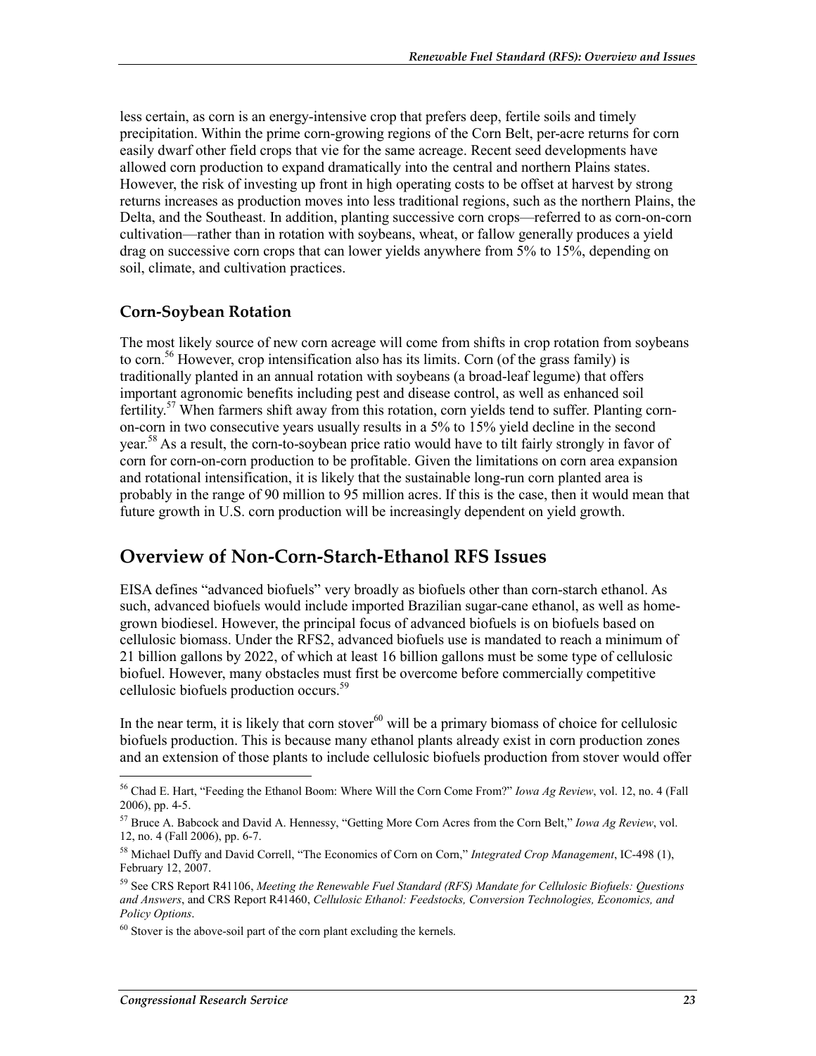less certain, as corn is an energy-intensive crop that prefers deep, fertile soils and timely precipitation. Within the prime corn-growing regions of the Corn Belt, per-acre returns for corn easily dwarf other field crops that vie for the same acreage. Recent seed developments have allowed corn production to expand dramatically into the central and northern Plains states. However, the risk of investing up front in high operating costs to be offset at harvest by strong returns increases as production moves into less traditional regions, such as the northern Plains, the Delta, and the Southeast. In addition, planting successive corn crops—referred to as corn-on-corn cultivation—rather than in rotation with soybeans, wheat, or fallow generally produces a yield drag on successive corn crops that can lower yields anywhere from 5% to 15%, depending on soil, climate, and cultivation practices.

### Corn-Soybean Rotation

The most likely source of new corn acreage will come from shifts in crop rotation from soybeans to corn.[56] However, crop intensification also has its limits. Corn (of the grass family) is traditionally planted in an annual rotation with soybeans (a broad-leaf legume) that offers important agronomic benefits including pest and disease control, as well as enhanced soil fertility.[57] When farmers shift away from this rotation, corn yields tend to suffer. Planting corn-on-corn in two consecutive years usually results in a 5% to 15% yield decline in the second year.[58] As a result, the corn-to-soybean price ratio would have to tilt fairly strongly in favor of corn for corn-on-corn production to be profitable. Given the limitations on corn area expansion and rotational intensification, it is likely that the sustainable long-run corn planted area is probably in the range of 90 million to 95 million acres. If this is the case, then it would mean that future growth in U.S. corn production will be increasingly dependent on yield growth.

## Overview of Non-Corn-Starch-Ethanol RFS Issues

EISA defines "advanced biofuels" very broadly as biofuels other than corn-starch ethanol. As such, advanced biofuels would include imported Brazilian sugar-cane ethanol, as well as home-grown biodiesel. However, the principal focus of advanced biofuels is on biofuels based on cellulosic biomass. Under the RFS2, advanced biofuels use is mandated to reach a minimum of 21 billion gallons by 2022, of which at least 16 billion gallons must be some type of cellulosic biofuel. However, many obstacles must first be overcome before commercially competitive cellulosic biofuels production occurs.[59]

In the near term, it is likely that corn stover[60] will be a primary biomass of choice for cellulosic biofuels production. This is because many ethanol plants already exist in corn production zones and an extension of those plants to include cellulosic biofuels production from stover would offer

---

[56] Chad E. Hart, "Feeding the Ethanol Boom: Where Will the Corn Come From?" *Iowa Ag Review*, vol. 12, no. 4 (Fall 2006), pp. 4-5.

[57] Bruce A. Babcock and David A. Hennessy, "Getting More Corn Acres from the Corn Belt," *Iowa Ag Review*, vol. 12, no. 4 (Fall 2006), pp. 6-7.

[58] Michael Duffy and David Correll, "The Economics of Corn on Corn," *Integrated Crop Management*, IC-498 (1), February 12, 2007.

[59] See CRS Report R41106, *Meeting the Renewable Fuel Standard (RFS) Mandate for Cellulosic Biofuels: Questions and Answers*, and CRS Report R41460, *Cellulosic Ethanol: Feedstocks, Conversion Technologies, Economics, and Policy Options*.

[60] Stover is the above-soil part of the corn plant excluding the kernels.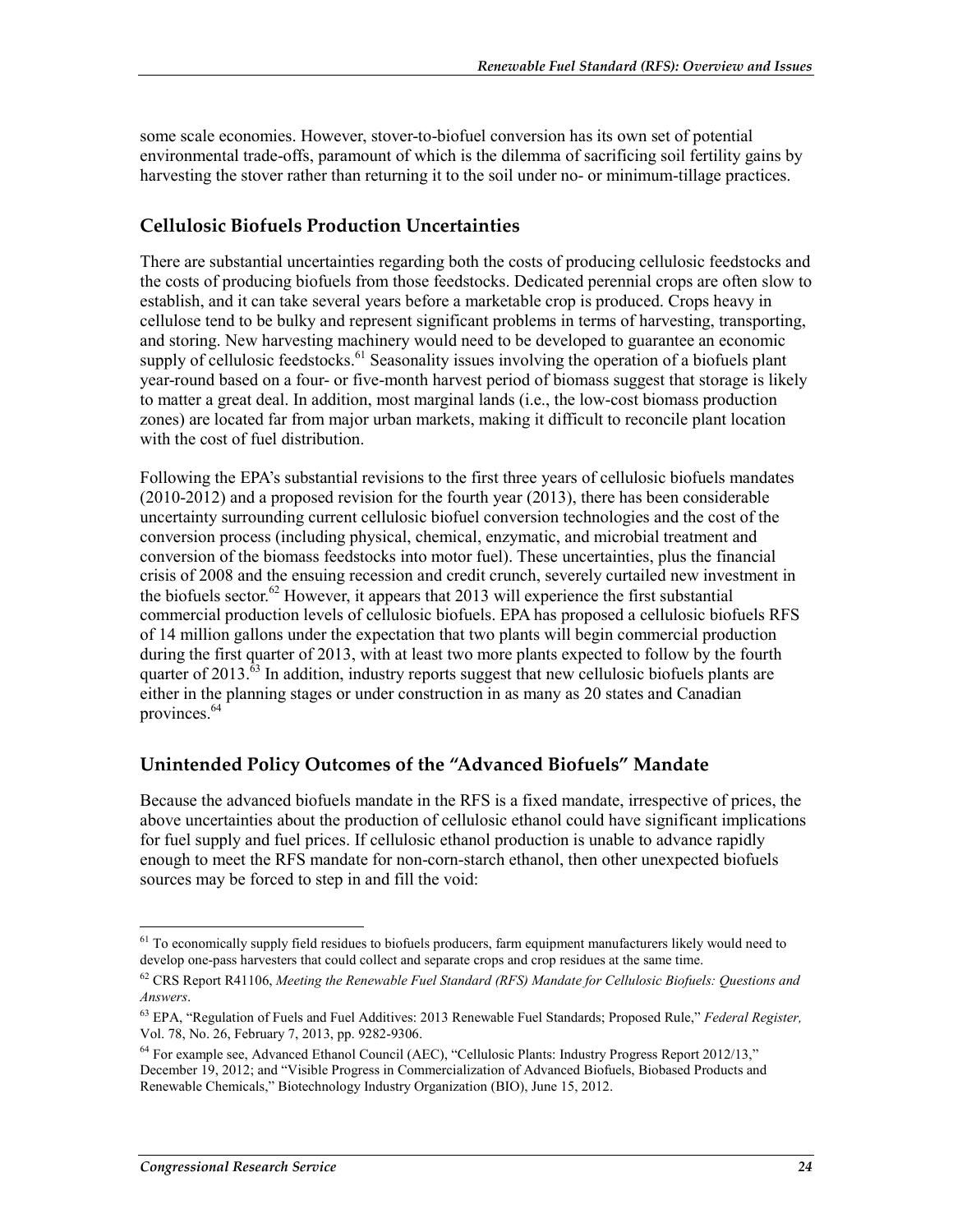some scale economies. However, stover-to-biofuel conversion has its own set of potential environmental trade-offs, paramount of which is the dilemma of sacrificing soil fertility gains by harvesting the stover rather than returning it to the soil under no- or minimum-tillage practices.

## Cellulosic Biofuels Production Uncertainties

There are substantial uncertainties regarding both the costs of producing cellulosic feedstocks and the costs of producing biofuels from those feedstocks. Dedicated perennial crops are often slow to establish, and it can take several years before a marketable crop is produced. Crops heavy in cellulose tend to be bulky and represent significant problems in terms of harvesting, transporting, and storing. New harvesting machinery would need to be developed to guarantee an economic supply of cellulosic feedstocks.[61] Seasonality issues involving the operation of a biofuels plant year-round based on a four- or five-month harvest period of biomass suggest that storage is likely to matter a great deal. In addition, most marginal lands (i.e., the low-cost biomass production zones) are located far from major urban markets, making it difficult to reconcile plant location with the cost of fuel distribution.

Following the EPA's substantial revisions to the first three years of cellulosic biofuels mandates (2010-2012) and a proposed revision for the fourth year (2013), there has been considerable uncertainty surrounding current cellulosic biofuel conversion technologies and the cost of the conversion process (including physical, chemical, enzymatic, and microbial treatment and conversion of the biomass feedstocks into motor fuel). These uncertainties, plus the financial crisis of 2008 and the ensuing recession and credit crunch, severely curtailed new investment in the biofuels sector.[62] However, it appears that 2013 will experience the first substantial commercial production levels of cellulosic biofuels. EPA has proposed a cellulosic biofuels RFS of 14 million gallons under the expectation that two plants will begin commercial production during the first quarter of 2013, with at least two more plants expected to follow by the fourth quarter of 2013.[63] In addition, industry reports suggest that new cellulosic biofuels plants are either in the planning stages or under construction in as many as 20 states and Canadian provinces.[64]

## Unintended Policy Outcomes of the "Advanced Biofuels" Mandate

Because the advanced biofuels mandate in the RFS is a fixed mandate, irrespective of prices, the above uncertainties about the production of cellulosic ethanol could have significant implications for fuel supply and fuel prices. If cellulosic ethanol production is unable to advance rapidly enough to meet the RFS mandate for non-corn-starch ethanol, then other unexpected biofuels sources may be forced to step in and fill the void:

---

[61] To economically supply field residues to biofuels producers, farm equipment manufacturers likely would need to develop one-pass harvesters that could collect and separate crops and crop residues at the same time.

[62] CRS Report R41106, *Meeting the Renewable Fuel Standard (RFS) Mandate for Cellulosic Biofuels: Questions and Answers*.

[63] EPA, "Regulation of Fuels and Fuel Additives: 2013 Renewable Fuel Standards; Proposed Rule," *Federal Register,* Vol. 78, No. 26, February 7, 2013, pp. 9282-9306.

[64] For example see, Advanced Ethanol Council (AEC), "Cellulosic Plants: Industry Progress Report 2012/13," December 19, 2012; and "Visible Progress in Commercialization of Advanced Biofuels, Biobased Products and Renewable Chemicals," Biotechnology Industry Organization (BIO), June 15, 2012.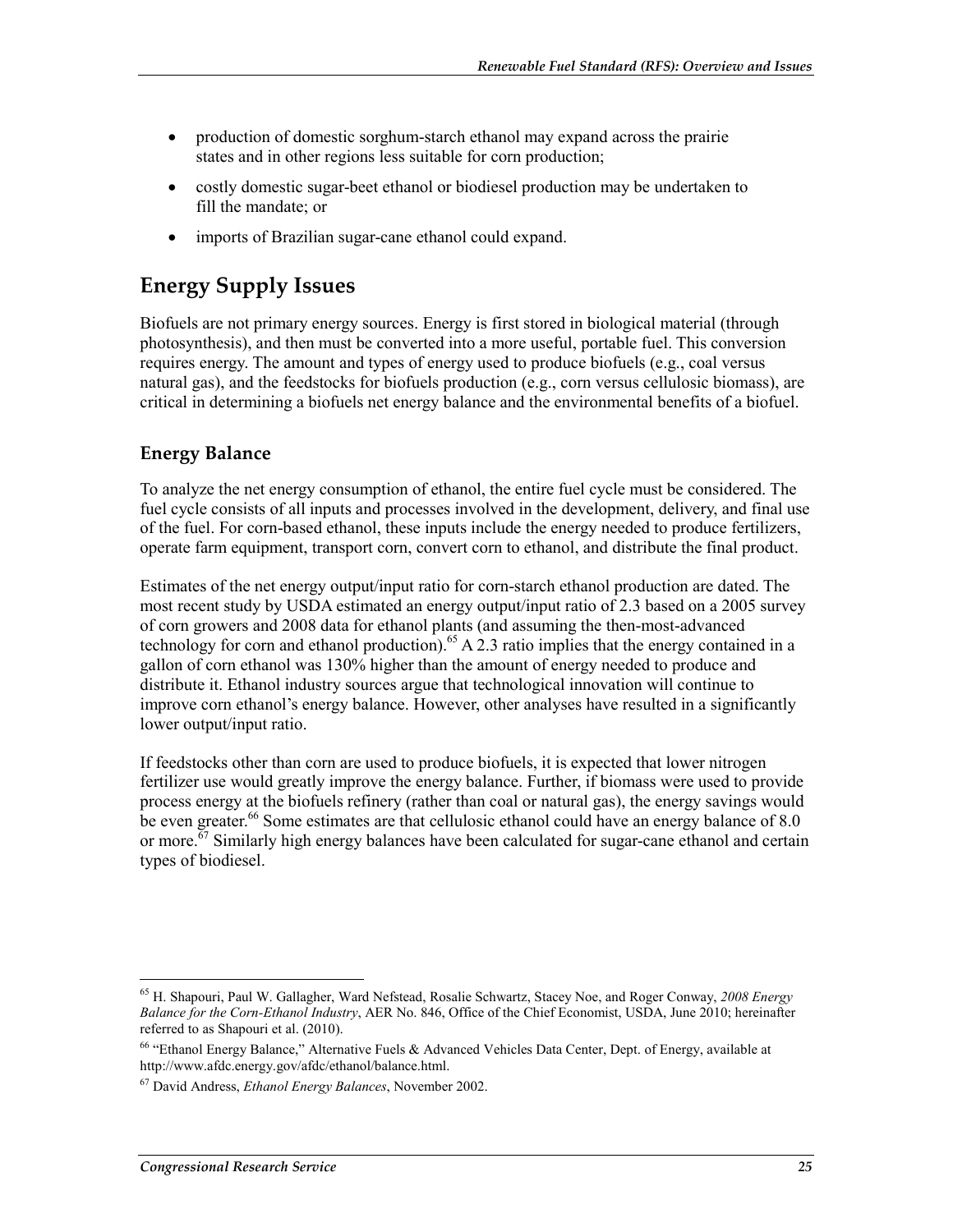- production of domestic sorghum-starch ethanol may expand across the prairie states and in other regions less suitable for corn production;
- costly domestic sugar-beet ethanol or biodiesel production may be undertaken to fill the mandate; or
- imports of Brazilian sugar-cane ethanol could expand.

## Energy Supply Issues

Biofuels are not primary energy sources. Energy is first stored in biological material (through photosynthesis), and then must be converted into a more useful, portable fuel. This conversion requires energy. The amount and types of energy used to produce biofuels (e.g., coal versus natural gas), and the feedstocks for biofuels production (e.g., corn versus cellulosic biomass), are critical in determining a biofuels net energy balance and the environmental benefits of a biofuel.

### Energy Balance

To analyze the net energy consumption of ethanol, the entire fuel cycle must be considered. The fuel cycle consists of all inputs and processes involved in the development, delivery, and final use of the fuel. For corn-based ethanol, these inputs include the energy needed to produce fertilizers, operate farm equipment, transport corn, convert corn to ethanol, and distribute the final product.

Estimates of the net energy output/input ratio for corn-starch ethanol production are dated. The most recent study by USDA estimated an energy output/input ratio of 2.3 based on a 2005 survey of corn growers and 2008 data for ethanol plants (and assuming the then-most-advanced technology for corn and ethanol production).[65] A 2.3 ratio implies that the energy contained in a gallon of corn ethanol was 130% higher than the amount of energy needed to produce and distribute it. Ethanol industry sources argue that technological innovation will continue to improve corn ethanol's energy balance. However, other analyses have resulted in a significantly lower output/input ratio.

If feedstocks other than corn are used to produce biofuels, it is expected that lower nitrogen fertilizer use would greatly improve the energy balance. Further, if biomass were used to provide process energy at the biofuels refinery (rather than coal or natural gas), the energy savings would be even greater.[66] Some estimates are that cellulosic ethanol could have an energy balance of 8.0 or more.[67] Similarly high energy balances have been calculated for sugar-cane ethanol and certain types of biodiesel.

---

[65] H. Shapouri, Paul W. Gallagher, Ward Nefstead, Rosalie Schwartz, Stacey Noe, and Roger Conway, *2008 Energy Balance for the Corn-Ethanol Industry*, AER No. 846, Office of the Chief Economist, USDA, June 2010; hereinafter referred to as Shapouri et al. (2010).

[66] "Ethanol Energy Balance," Alternative Fuels & Advanced Vehicles Data Center, Dept. of Energy, available at http://www.afdc.energy.gov/afdc/ethanol/balance.html.

[67] David Andress, *Ethanol Energy Balances*, November 2002.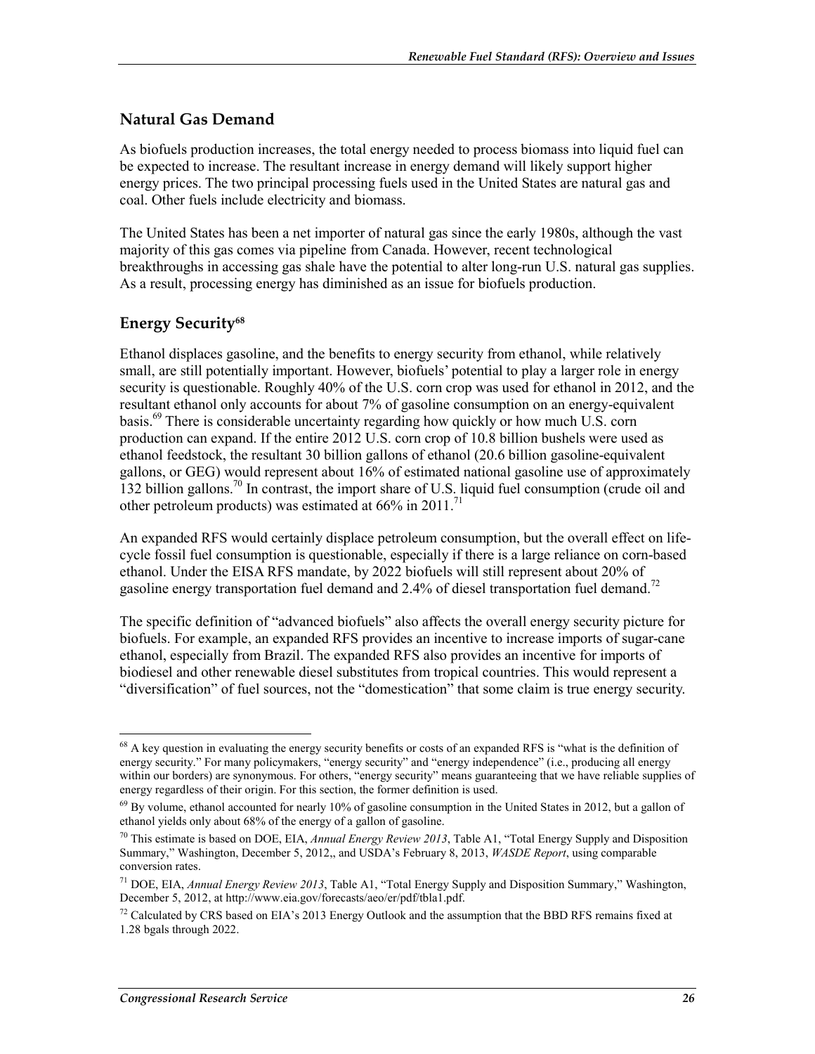## Natural Gas Demand

As biofuels production increases, the total energy needed to process biomass into liquid fuel can be expected to increase. The resultant increase in energy demand will likely support higher energy prices. The two principal processing fuels used in the United States are natural gas and coal. Other fuels include electricity and biomass.

The United States has been a net importer of natural gas since the early 1980s, although the vast majority of this gas comes via pipeline from Canada. However, recent technological breakthroughs in accessing gas shale have the potential to alter long-run U.S. natural gas supplies. As a result, processing energy has diminished as an issue for biofuels production.

## Energy Security[68]

Ethanol displaces gasoline, and the benefits to energy security from ethanol, while relatively small, are still potentially important. However, biofuels' potential to play a larger role in energy security is questionable. Roughly 40% of the U.S. corn crop was used for ethanol in 2012, and the resultant ethanol only accounts for about 7% of gasoline consumption on an energy-equivalent basis.[69] There is considerable uncertainty regarding how quickly or how much U.S. corn production can expand. If the entire 2012 U.S. corn crop of 10.8 billion bushels were used as ethanol feedstock, the resultant 30 billion gallons of ethanol (20.6 billion gasoline-equivalent gallons, or GEG) would represent about 16% of estimated national gasoline use of approximately 132 billion gallons.[70] In contrast, the import share of U.S. liquid fuel consumption (crude oil and other petroleum products) was estimated at 66% in 2011.[71]

An expanded RFS would certainly displace petroleum consumption, but the overall effect on life-cycle fossil fuel consumption is questionable, especially if there is a large reliance on corn-based ethanol. Under the EISA RFS mandate, by 2022 biofuels will still represent about 20% of gasoline energy transportation fuel demand and 2.4% of diesel transportation fuel demand.[72]

The specific definition of "advanced biofuels" also affects the overall energy security picture for biofuels. For example, an expanded RFS provides an incentive to increase imports of sugar-cane ethanol, especially from Brazil. The expanded RFS also provides an incentive for imports of biodiesel and other renewable diesel substitutes from tropical countries. This would represent a "diversification" of fuel sources, not the "domestication" that some claim is true energy security.

---

[68] A key question in evaluating the energy security benefits or costs of an expanded RFS is "what is the definition of energy security." For many policymakers, "energy security" and "energy independence" (i.e., producing all energy within our borders) are synonymous. For others, "energy security" means guaranteeing that we have reliable supplies of energy regardless of their origin. For this section, the former definition is used.

[69] By volume, ethanol accounted for nearly 10% of gasoline consumption in the United States in 2012, but a gallon of ethanol yields only about 68% of the energy of a gallon of gasoline.

[70] This estimate is based on DOE, EIA, *Annual Energy Review 2013*, Table A1, "Total Energy Supply and Disposition Summary," Washington, December 5, 2012,, and USDA's February 8, 2013, *WASDE Report*, using comparable conversion rates.

[71] DOE, EIA, *Annual Energy Review 2013*, Table A1, "Total Energy Supply and Disposition Summary," Washington, December 5, 2012, at http://www.eia.gov/forecasts/aeo/er/pdf/tbla1.pdf.

[72] Calculated by CRS based on EIA's 2013 Energy Outlook and the assumption that the BBD RFS remains fixed at 1.28 bgals through 2022.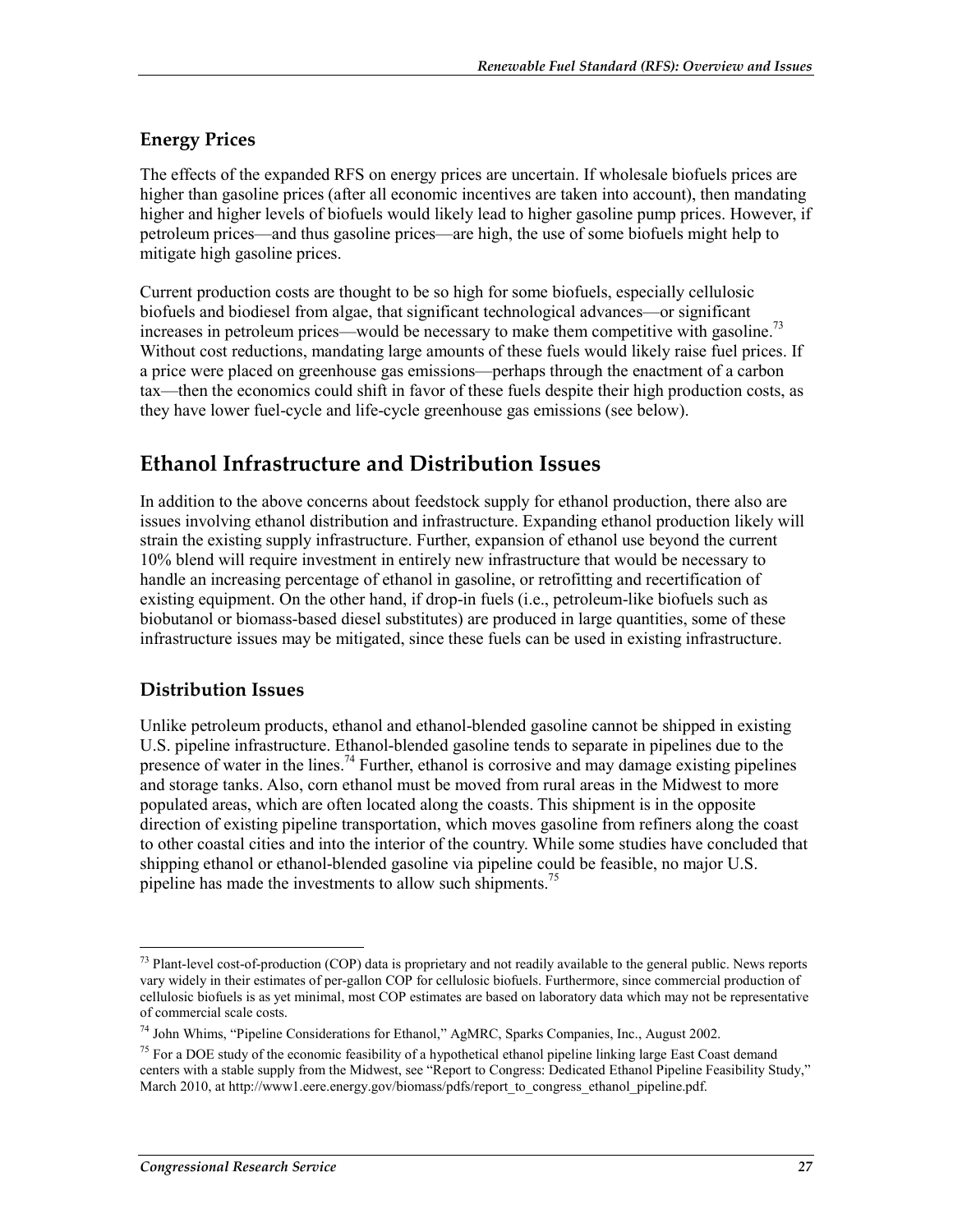### Energy Prices

The effects of the expanded RFS on energy prices are uncertain. If wholesale biofuels prices are higher than gasoline prices (after all economic incentives are taken into account), then mandating higher and higher levels of biofuels would likely lead to higher gasoline pump prices. However, if petroleum prices—and thus gasoline prices—are high, the use of some biofuels might help to mitigate high gasoline prices.

Current production costs are thought to be so high for some biofuels, especially cellulosic biofuels and biodiesel from algae, that significant technological advances—or significant increases in petroleum prices—would be necessary to make them competitive with gasoline.[73] Without cost reductions, mandating large amounts of these fuels would likely raise fuel prices. If a price were placed on greenhouse gas emissions—perhaps through the enactment of a carbon tax—then the economics could shift in favor of these fuels despite their high production costs, as they have lower fuel-cycle and life-cycle greenhouse gas emissions (see below).

## Ethanol Infrastructure and Distribution Issues

In addition to the above concerns about feedstock supply for ethanol production, there also are issues involving ethanol distribution and infrastructure. Expanding ethanol production likely will strain the existing supply infrastructure. Further, expansion of ethanol use beyond the current 10% blend will require investment in entirely new infrastructure that would be necessary to handle an increasing percentage of ethanol in gasoline, or retrofitting and recertification of existing equipment. On the other hand, if drop-in fuels (i.e., petroleum-like biofuels such as biobutanol or biomass-based diesel substitutes) are produced in large quantities, some of these infrastructure issues may be mitigated, since these fuels can be used in existing infrastructure.

### Distribution Issues

Unlike petroleum products, ethanol and ethanol-blended gasoline cannot be shipped in existing U.S. pipeline infrastructure. Ethanol-blended gasoline tends to separate in pipelines due to the presence of water in the lines.[74] Further, ethanol is corrosive and may damage existing pipelines and storage tanks. Also, corn ethanol must be moved from rural areas in the Midwest to more populated areas, which are often located along the coasts. This shipment is in the opposite direction of existing pipeline transportation, which moves gasoline from refiners along the coast to other coastal cities and into the interior of the country. While some studies have concluded that shipping ethanol or ethanol-blended gasoline via pipeline could be feasible, no major U.S. pipeline has made the investments to allow such shipments.[75]

---

[73] Plant-level cost-of-production (COP) data is proprietary and not readily available to the general public. News reports vary widely in their estimates of per-gallon COP for cellulosic biofuels. Furthermore, since commercial production of cellulosic biofuels is as yet minimal, most COP estimates are based on laboratory data which may not be representative of commercial scale costs.

[74] John Whims, "Pipeline Considerations for Ethanol," AgMRC, Sparks Companies, Inc., August 2002.

[75] For a DOE study of the economic feasibility of a hypothetical ethanol pipeline linking large East Coast demand centers with a stable supply from the Midwest, see "Report to Congress: Dedicated Ethanol Pipeline Feasibility Study," March 2010, at http://www1.eere.energy.gov/biomass/pdfs/report_to_congress_ethanol_pipeline.pdf.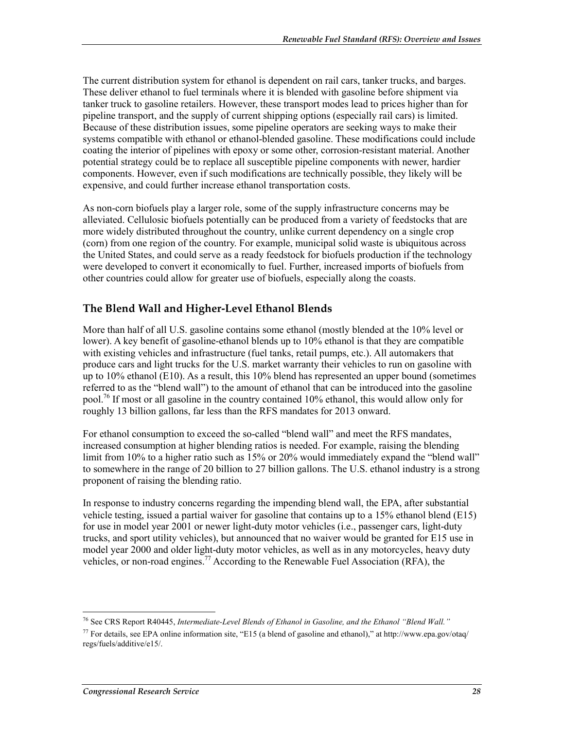The current distribution system for ethanol is dependent on rail cars, tanker trucks, and barges. These deliver ethanol to fuel terminals where it is blended with gasoline before shipment via tanker truck to gasoline retailers. However, these transport modes lead to prices higher than for pipeline transport, and the supply of current shipping options (especially rail cars) is limited. Because of these distribution issues, some pipeline operators are seeking ways to make their systems compatible with ethanol or ethanol-blended gasoline. These modifications could include coating the interior of pipelines with epoxy or some other, corrosion-resistant material. Another potential strategy could be to replace all susceptible pipeline components with newer, hardier components. However, even if such modifications are technically possible, they likely will be expensive, and could further increase ethanol transportation costs.

As non-corn biofuels play a larger role, some of the supply infrastructure concerns may be alleviated. Cellulosic biofuels potentially can be produced from a variety of feedstocks that are more widely distributed throughout the country, unlike current dependency on a single crop (corn) from one region of the country. For example, municipal solid waste is ubiquitous across the United States, and could serve as a ready feedstock for biofuels production if the technology were developed to convert it economically to fuel. Further, increased imports of biofuels from other countries could allow for greater use of biofuels, especially along the coasts.

## The Blend Wall and Higher-Level Ethanol Blends

More than half of all U.S. gasoline contains some ethanol (mostly blended at the 10% level or lower). A key benefit of gasoline-ethanol blends up to 10% ethanol is that they are compatible with existing vehicles and infrastructure (fuel tanks, retail pumps, etc.). All automakers that produce cars and light trucks for the U.S. market warranty their vehicles to run on gasoline with up to 10% ethanol (E10). As a result, this 10% blend has represented an upper bound (sometimes referred to as the "blend wall") to the amount of ethanol that can be introduced into the gasoline pool.[76] If most or all gasoline in the country contained 10% ethanol, this would allow only for roughly 13 billion gallons, far less than the RFS mandates for 2013 onward.

For ethanol consumption to exceed the so-called "blend wall" and meet the RFS mandates, increased consumption at higher blending ratios is needed. For example, raising the blending limit from 10% to a higher ratio such as 15% or 20% would immediately expand the "blend wall" to somewhere in the range of 20 billion to 27 billion gallons. The U.S. ethanol industry is a strong proponent of raising the blending ratio.

In response to industry concerns regarding the impending blend wall, the EPA, after substantial vehicle testing, issued a partial waiver for gasoline that contains up to a 15% ethanol blend (E15) for use in model year 2001 or newer light-duty motor vehicles (i.e., passenger cars, light-duty trucks, and sport utility vehicles), but announced that no waiver would be granted for E15 use in model year 2000 and older light-duty motor vehicles, as well as in any motorcycles, heavy duty vehicles, or non-road engines.[77] According to the Renewable Fuel Association (RFA), the

---

[76] See CRS Report R40445, *Intermediate-Level Blends of Ethanol in Gasoline, and the Ethanol "Blend Wall."*

[77] For details, see EPA online information site, "E15 (a blend of gasoline and ethanol)," at http://www.epa.gov/otaq/regs/fuels/additive/e15/.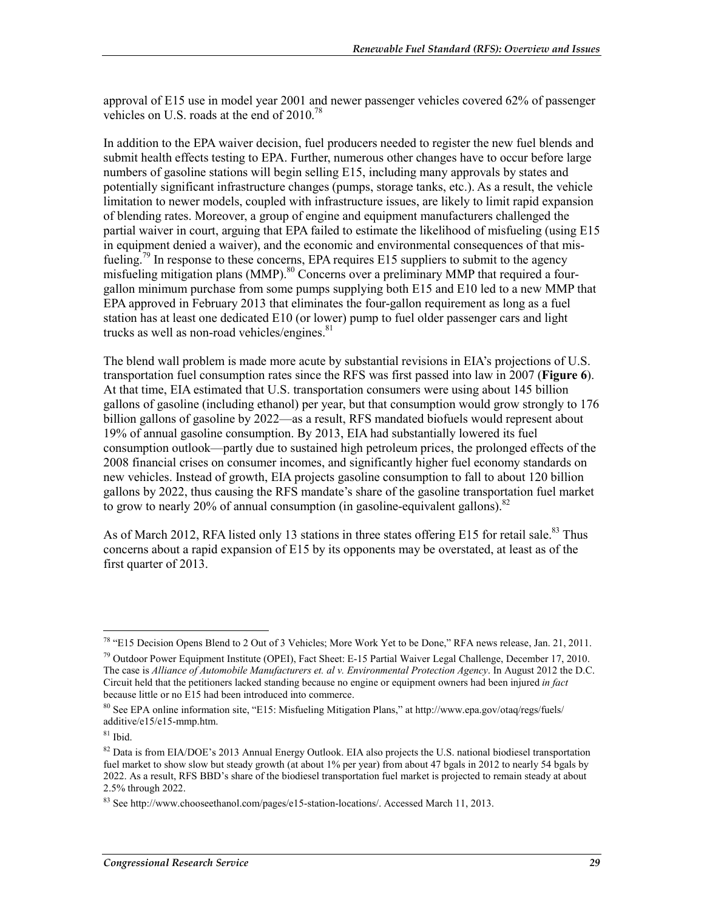approval of E15 use in model year 2001 and newer passenger vehicles covered 62% of passenger vehicles on U.S. roads at the end of 2010.[78]

In addition to the EPA waiver decision, fuel producers needed to register the new fuel blends and submit health effects testing to EPA. Further, numerous other changes have to occur before large numbers of gasoline stations will begin selling E15, including many approvals by states and potentially significant infrastructure changes (pumps, storage tanks, etc.). As a result, the vehicle limitation to newer models, coupled with infrastructure issues, are likely to limit rapid expansion of blending rates. Moreover, a group of engine and equipment manufacturers challenged the partial waiver in court, arguing that EPA failed to estimate the likelihood of misfueling (using E15 in equipment denied a waiver), and the economic and environmental consequences of that mis-fueling.[79] In response to these concerns, EPA requires E15 suppliers to submit to the agency misfueling mitigation plans (MMP).[80] Concerns over a preliminary MMP that required a four-gallon minimum purchase from some pumps supplying both E15 and E10 led to a new MMP that EPA approved in February 2013 that eliminates the four-gallon requirement as long as a fuel station has at least one dedicated E10 (or lower) pump to fuel older passenger cars and light trucks as well as non-road vehicles/engines.[81]

The blend wall problem is made more acute by substantial revisions in EIA's projections of U.S. transportation fuel consumption rates since the RFS was first passed into law in 2007 (**Figure 6**). At that time, EIA estimated that U.S. transportation consumers were using about 145 billion gallons of gasoline (including ethanol) per year, but that consumption would grow strongly to 176 billion gallons of gasoline by 2022—as a result, RFS mandated biofuels would represent about 19% of annual gasoline consumption. By 2013, EIA had substantially lowered its fuel consumption outlook—partly due to sustained high petroleum prices, the prolonged effects of the 2008 financial crises on consumer incomes, and significantly higher fuel economy standards on new vehicles. Instead of growth, EIA projects gasoline consumption to fall to about 120 billion gallons by 2022, thus causing the RFS mandate's share of the gasoline transportation fuel market to grow to nearly 20% of annual consumption (in gasoline-equivalent gallons).[82]

As of March 2012, RFA listed only 13 stations in three states offering E15 for retail sale.[83] Thus concerns about a rapid expansion of E15 by its opponents may be overstated, at least as of the first quarter of 2013.

---

[78] "E15 Decision Opens Blend to 2 Out of 3 Vehicles; More Work Yet to be Done," RFA news release, Jan. 21, 2011.

[79] Outdoor Power Equipment Institute (OPEI), Fact Sheet: E-15 Partial Waiver Legal Challenge, December 17, 2010. The case is *Alliance of Automobile Manufacturers et. al v. Environmental Protection Agency*. In August 2012 the D.C. Circuit held that the petitioners lacked standing because no engine or equipment owners had been injured *in fact* because little or no E15 had been introduced into commerce.

[80] See EPA online information site, "E15: Misfueling Mitigation Plans," at http://www.epa.gov/otaq/regs/fuels/additive/e15/e15-mmp.htm.

[81] Ibid.

[82] Data is from EIA/DOE's 2013 Annual Energy Outlook. EIA also projects the U.S. national biodiesel transportation fuel market to show slow but steady growth (at about 1% per year) from about 47 bgals in 2012 to nearly 54 bgals by 2022. As a result, RFS BBD's share of the biodiesel transportation fuel market is projected to remain steady at about 2.5% through 2022.

[83] See http://www.chooseethanol.com/pages/e15-station-locations/. Accessed March 11, 2013.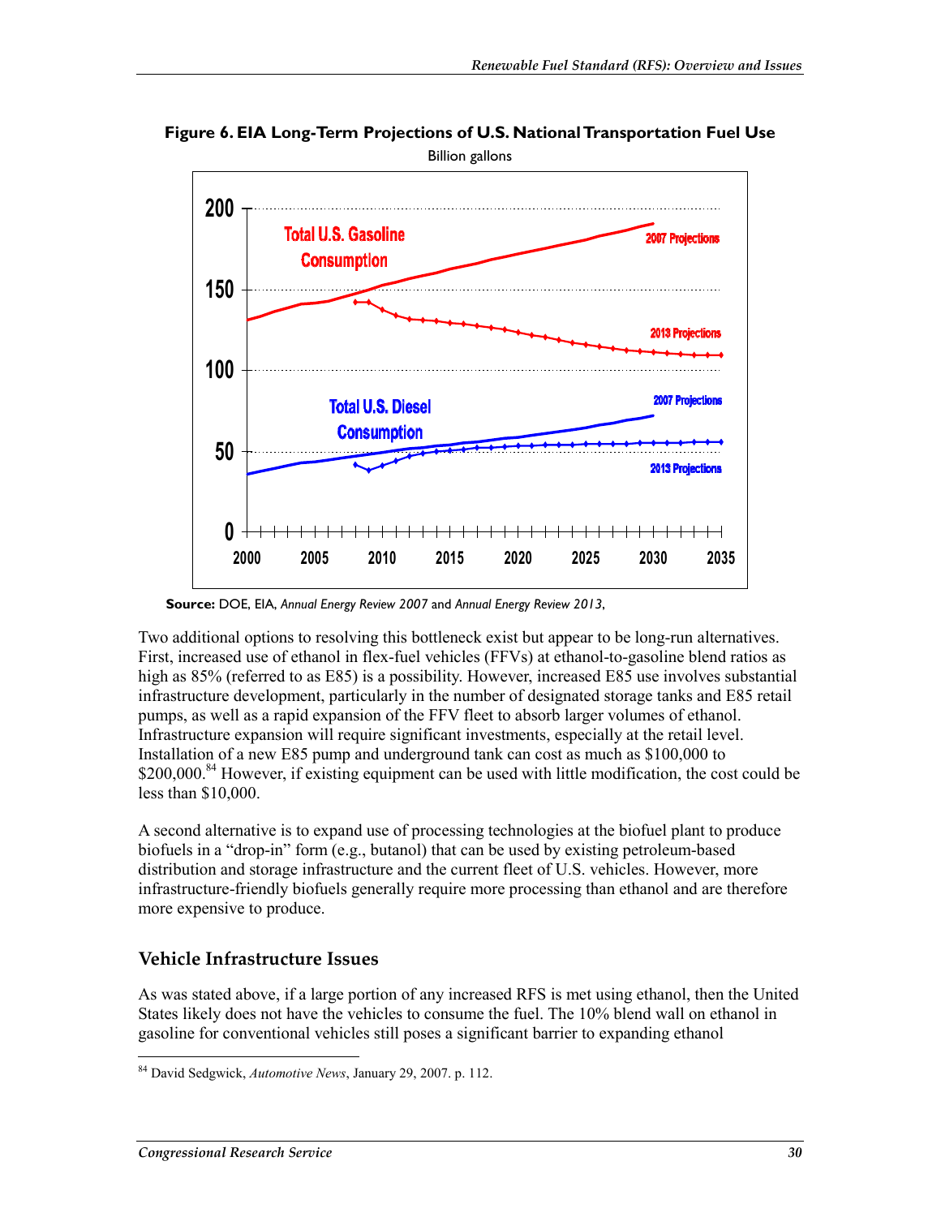**Figure 6. EIA Long-Term Projections of U.S. National Transportation Fuel Use**

Billion gallons

**Source:** DOE, EIA, *Annual Energy Review 2007* and *Annual Energy Review 2013*,

Two additional options to resolving this bottleneck exist but appear to be long-run alternatives. First, increased use of ethanol in flex-fuel vehicles (FFVs) at ethanol-to-gasoline blend ratios as high as 85% (referred to as E85) is a possibility. However, increased E85 use involves substantial infrastructure development, particularly in the number of designated storage tanks and E85 retail pumps, as well as a rapid expansion of the FFV fleet to absorb larger volumes of ethanol. Infrastructure expansion will require significant investments, especially at the retail level. Installation of a new E85 pump and underground tank can cost as much as $100,000 to $200,000.[84] However, if existing equipment can be used with little modification, the cost could be less than $10,000.

A second alternative is to expand use of processing technologies at the biofuel plant to produce biofuels in a "drop-in" form (e.g., butanol) that can be used by existing petroleum-based distribution and storage infrastructure and the current fleet of U.S. vehicles. However, more infrastructure-friendly biofuels generally require more processing than ethanol and are therefore more expensive to produce.

### Vehicle Infrastructure Issues

As was stated above, if a large portion of any increased RFS is met using ethanol, then the United States likely does not have the vehicles to consume the fuel. The 10% blend wall on ethanol in gasoline for conventional vehicles still poses a significant barrier to expanding ethanol

[84] David Sedgwick, *Automotive News*, January 29, 2007. p. 112.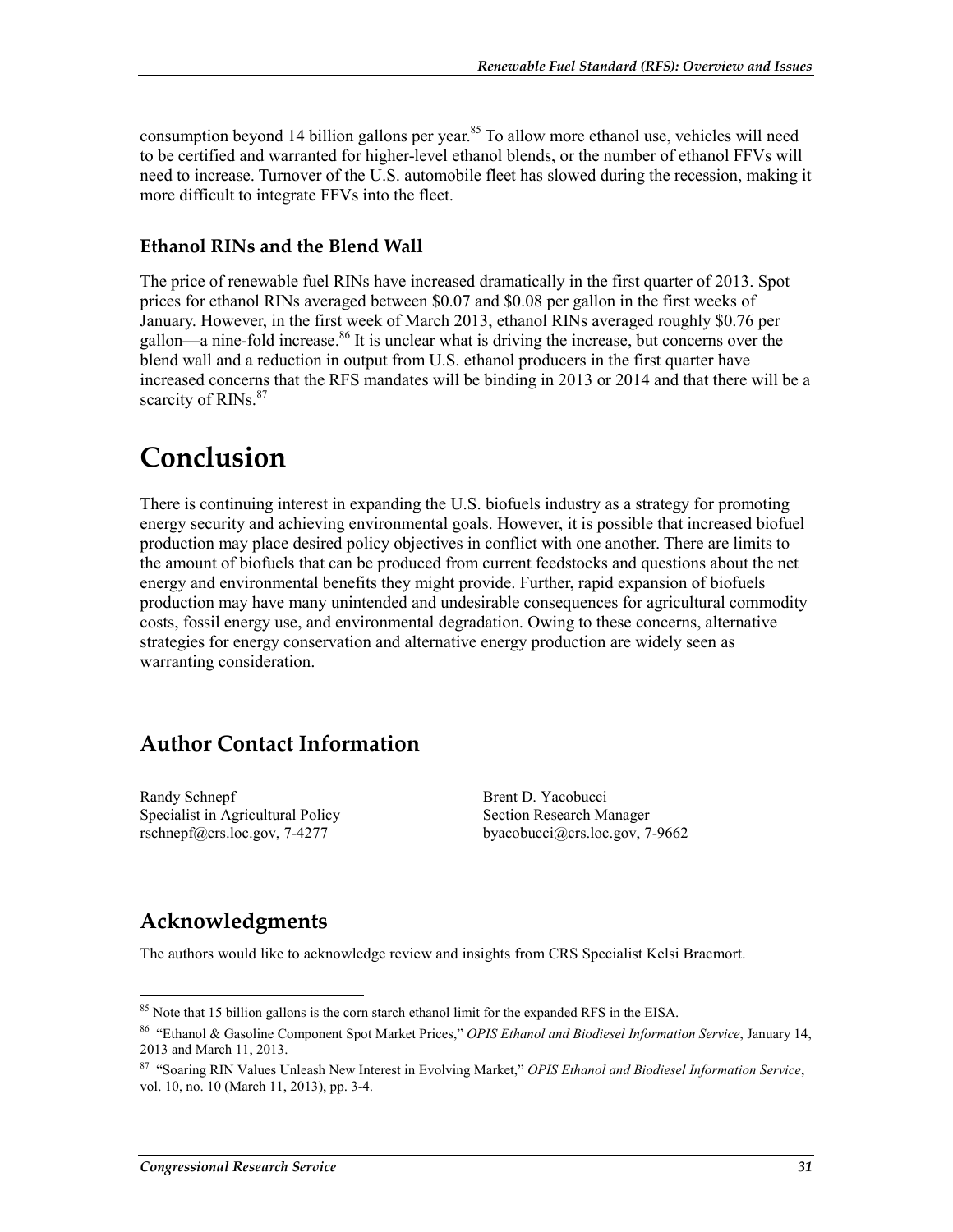consumption beyond 14 billion gallons per year.[85] To allow more ethanol use, vehicles will need to be certified and warranted for higher-level ethanol blends, or the number of ethanol FFVs will need to increase. Turnover of the U.S. automobile fleet has slowed during the recession, making it more difficult to integrate FFVs into the fleet.

### Ethanol RINs and the Blend Wall

The price of renewable fuel RINs have increased dramatically in the first quarter of 2013. Spot prices for ethanol RINs averaged between $0.07 and $0.08 per gallon in the first weeks of January. However, in the first week of March 2013, ethanol RINs averaged roughly $0.76 per gallon—a nine-fold increase.[86] It is unclear what is driving the increase, but concerns over the blend wall and a reduction in output from U.S. ethanol producers in the first quarter have increased concerns that the RFS mandates will be binding in 2013 or 2014 and that there will be a scarcity of RINs.[87]

# Conclusion

There is continuing interest in expanding the U.S. biofuels industry as a strategy for promoting energy security and achieving environmental goals. However, it is possible that increased biofuel production may place desired policy objectives in conflict with one another. There are limits to the amount of biofuels that can be produced from current feedstocks and questions about the net energy and environmental benefits they might provide. Further, rapid expansion of biofuels production may have many unintended and undesirable consequences for agricultural commodity costs, fossil energy use, and environmental degradation. Owing to these concerns, alternative strategies for energy conservation and alternative energy production are widely seen as warranting consideration.

## Author Contact Information

Randy Schnepf
Specialist in Agricultural Policy
rschnepf@crs.loc.gov, 7-4277

Brent D. Yacobucci
Section Research Manager
byacobucci@crs.loc.gov, 7-9662

## Acknowledgments

The authors would like to acknowledge review and insights from CRS Specialist Kelsi Bracmort.

---

[85] Note that 15 billion gallons is the corn starch ethanol limit for the expanded RFS in the EISA.

[86] "Ethanol & Gasoline Component Spot Market Prices," *OPIS Ethanol and Biodiesel Information Service*, January 14, 2013 and March 11, 2013.

[87] "Soaring RIN Values Unleash New Interest in Evolving Market," *OPIS Ethanol and Biodiesel Information Service*, vol. 10, no. 10 (March 11, 2013), pp. 3-4.